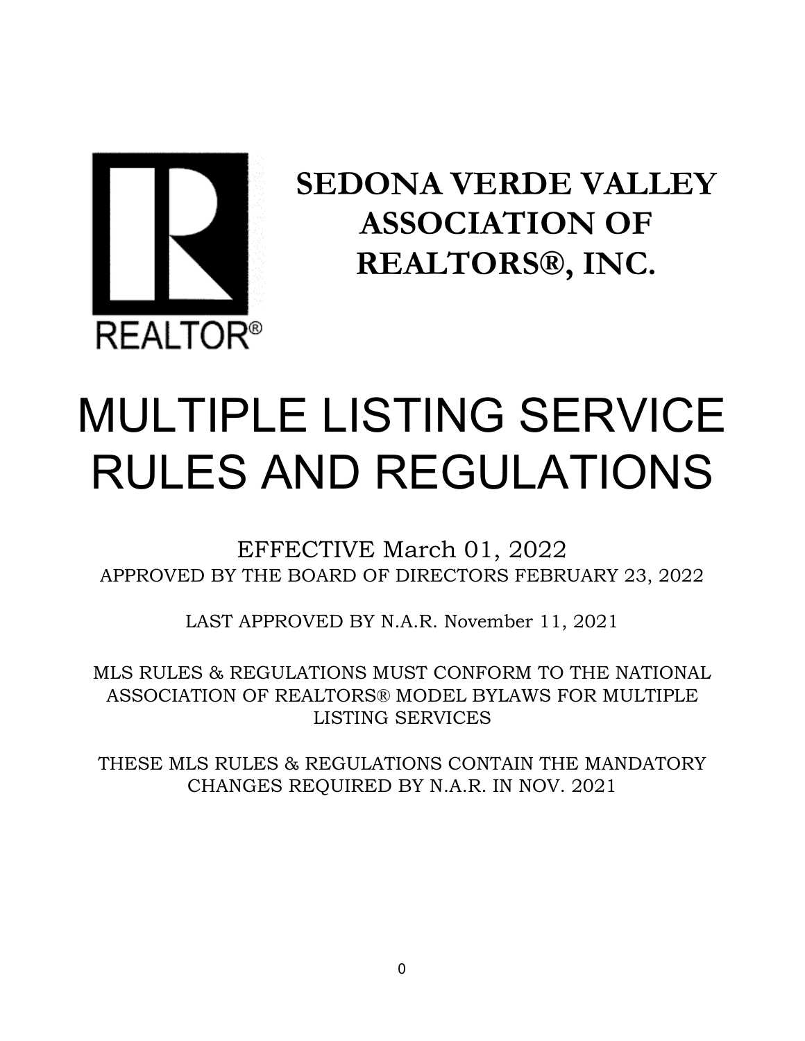REALTOR®

# SEDONA VERDE VALLEY ASSOCIATION OF REALTORS®, INC.

# MULTIPLE LISTING SERVICE RULES AND REGULATIONS

EFFECTIVE March 01, 2022

APPROVED BY THE BOARD OF DIRECTORS FEBRUARY 23, 2022

LAST APPROVED BY N.A.R. November 11, 2021

MLS RULES & REGULATIONS MUST CONFORM TO THE NATIONAL ASSOCIATION OF REALTORS® MODEL BYLAWS FOR MULTIPLE LISTING SERVICES

THESE MLS RULES & REGULATIONS CONTAIN THE MANDATORY CHANGES REQUIRED BY N.A.R. IN NOV. 2021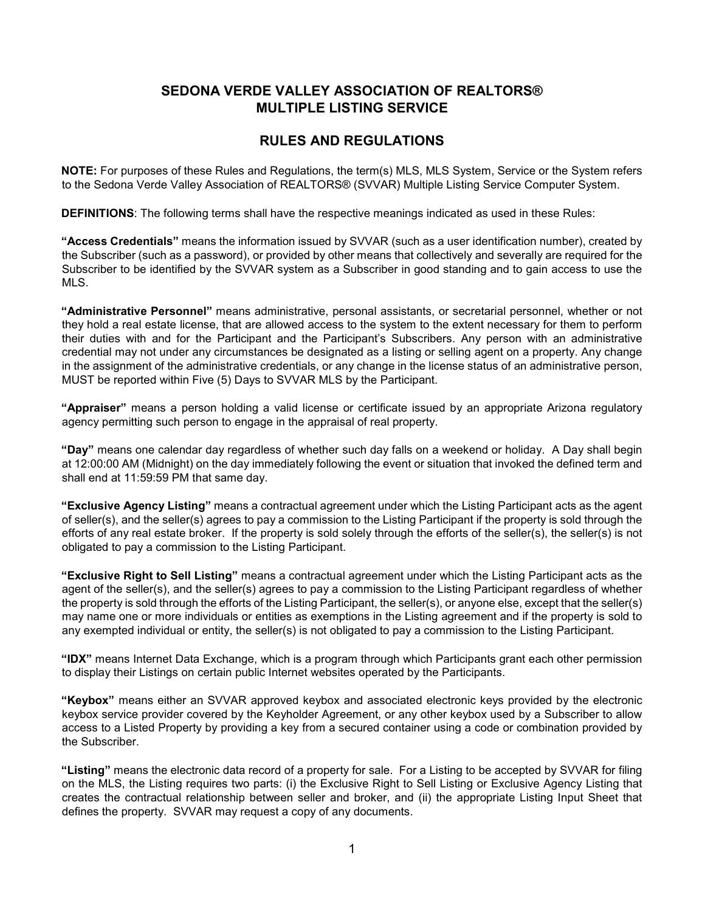# SEDONA VERDE VALLEY ASSOCIATION OF REALTORS® MULTIPLE LISTING SERVICE

## RULES AND REGULATIONS

**NOTE:** For purposes of these Rules and Regulations, the term(s) MLS, MLS System, Service or the System refers to the Sedona Verde Valley Association of REALTORS® (SVVAR) Multiple Listing Service Computer System.

**DEFINITIONS**: The following terms shall have the respective meanings indicated as used in these Rules:

**"Access Credentials"** means the information issued by SVVAR (such as a user identification number), created by the Subscriber (such as a password), or provided by other means that collectively and severally are required for the Subscriber to be identified by the SVVAR system as a Subscriber in good standing and to gain access to use the MLS.

**"Administrative Personnel"** means administrative, personal assistants, or secretarial personnel, whether or not they hold a real estate license, that are allowed access to the system to the extent necessary for them to perform their duties with and for the Participant and the Participant's Subscribers. Any person with an administrative credential may not under any circumstances be designated as a listing or selling agent on a property. Any change in the assignment of the administrative credentials, or any change in the license status of an administrative person, MUST be reported within Five (5) Days to SVVAR MLS by the Participant.

**"Appraiser"** means a person holding a valid license or certificate issued by an appropriate Arizona regulatory agency permitting such person to engage in the appraisal of real property.

**"Day"** means one calendar day regardless of whether such day falls on a weekend or holiday. A Day shall begin at 12:00:00 AM (Midnight) on the day immediately following the event or situation that invoked the defined term and shall end at 11:59:59 PM that same day.

**"Exclusive Agency Listing"** means a contractual agreement under which the Listing Participant acts as the agent of seller(s), and the seller(s) agrees to pay a commission to the Listing Participant if the property is sold through the efforts of any real estate broker. If the property is sold solely through the efforts of the seller(s), the seller(s) is not obligated to pay a commission to the Listing Participant.

**"Exclusive Right to Sell Listing"** means a contractual agreement under which the Listing Participant acts as the agent of the seller(s), and the seller(s) agrees to pay a commission to the Listing Participant regardless of whether the property is sold through the efforts of the Listing Participant, the seller(s), or anyone else, except that the seller(s) may name one or more individuals or entities as exemptions in the Listing agreement and if the property is sold to any exempted individual or entity, the seller(s) is not obligated to pay a commission to the Listing Participant.

**"IDX"** means Internet Data Exchange, which is a program through which Participants grant each other permission to display their Listings on certain public Internet websites operated by the Participants.

**"Keybox"** means either an SVVAR approved keybox and associated electronic keys provided by the electronic keybox service provider covered by the Keyholder Agreement, or any other keybox used by a Subscriber to allow access to a Listed Property by providing a key from a secured container using a code or combination provided by the Subscriber.

**"Listing"** means the electronic data record of a property for sale. For a Listing to be accepted by SVVAR for filing on the MLS, the Listing requires two parts: (i) the Exclusive Right to Sell Listing or Exclusive Agency Listing that creates the contractual relationship between seller and broker, and (ii) the appropriate Listing Input Sheet that defines the property. SVVAR may request a copy of any documents.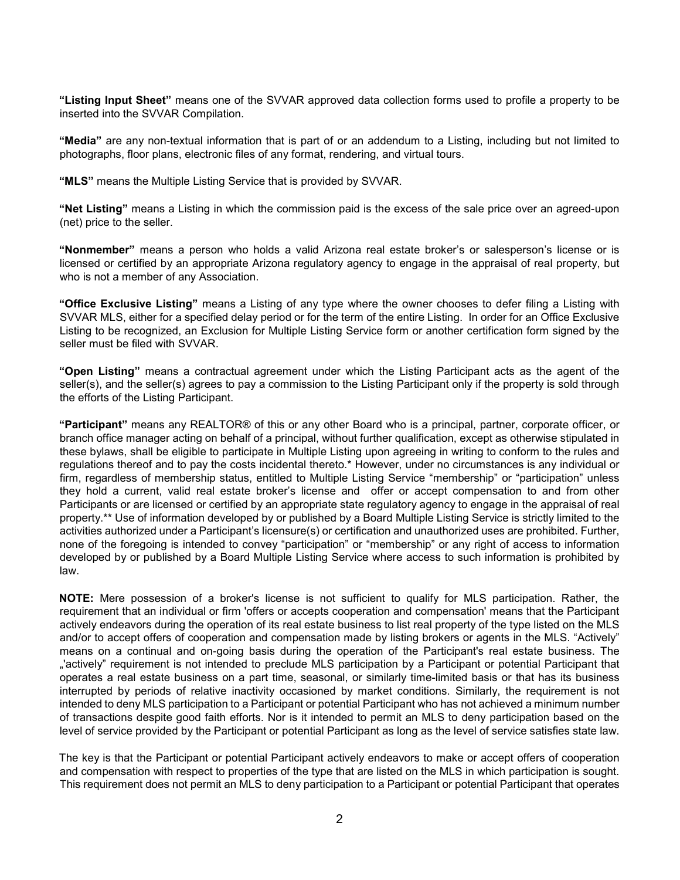**"Listing Input Sheet"** means one of the SVVAR approved data collection forms used to profile a property to be inserted into the SVVAR Compilation.

**"Media"** are any non-textual information that is part of or an addendum to a Listing, including but not limited to photographs, floor plans, electronic files of any format, rendering, and virtual tours.

**"MLS"** means the Multiple Listing Service that is provided by SVVAR.

**"Net Listing"** means a Listing in which the commission paid is the excess of the sale price over an agreed-upon (net) price to the seller.

**"Nonmember"** means a person who holds a valid Arizona real estate broker's or salesperson's license or is licensed or certified by an appropriate Arizona regulatory agency to engage in the appraisal of real property, but who is not a member of any Association.

**"Office Exclusive Listing"** means a Listing of any type where the owner chooses to defer filing a Listing with SVVAR MLS, either for a specified delay period or for the term of the entire Listing. In order for an Office Exclusive Listing to be recognized, an Exclusion for Multiple Listing Service form or another certification form signed by the seller must be filed with SVVAR.

**"Open Listing"** means a contractual agreement under which the Listing Participant acts as the agent of the seller(s), and the seller(s) agrees to pay a commission to the Listing Participant only if the property is sold through the efforts of the Listing Participant.

**"Participant"** means any REALTOR® of this or any other Board who is a principal, partner, corporate officer, or branch office manager acting on behalf of a principal, without further qualification, except as otherwise stipulated in these bylaws, shall be eligible to participate in Multiple Listing upon agreeing in writing to conform to the rules and regulations thereof and to pay the costs incidental thereto.* However, under no circumstances is any individual or firm, regardless of membership status, entitled to Multiple Listing Service "membership" or "participation" unless they hold a current, valid real estate broker's license and offer or accept compensation to and from other Participants or are licensed or certified by an appropriate state regulatory agency to engage in the appraisal of real property.** Use of information developed by or published by a Board Multiple Listing Service is strictly limited to the activities authorized under a Participant's licensure(s) or certification and unauthorized uses are prohibited. Further, none of the foregoing is intended to convey "participation" or "membership" or any right of access to information developed by or published by a Board Multiple Listing Service where access to such information is prohibited by law.

**NOTE:** Mere possession of a broker's license is not sufficient to qualify for MLS participation. Rather, the requirement that an individual or firm 'offers or accepts cooperation and compensation' means that the Participant actively endeavors during the operation of its real estate business to list real property of the type listed on the MLS and/or to accept offers of cooperation and compensation made by listing brokers or agents in the MLS. "Actively" means on a continual and on-going basis during the operation of the Participant's real estate business. The „'actively" requirement is not intended to preclude MLS participation by a Participant or potential Participant that operates a real estate business on a part time, seasonal, or similarly time-limited basis or that has its business interrupted by periods of relative inactivity occasioned by market conditions. Similarly, the requirement is not intended to deny MLS participation to a Participant or potential Participant who has not achieved a minimum number of transactions despite good faith efforts. Nor is it intended to permit an MLS to deny participation based on the level of service provided by the Participant or potential Participant as long as the level of service satisfies state law.

The key is that the Participant or potential Participant actively endeavors to make or accept offers of cooperation and compensation with respect to properties of the type that are listed on the MLS in which participation is sought. This requirement does not permit an MLS to deny participation to a Participant or potential Participant that operates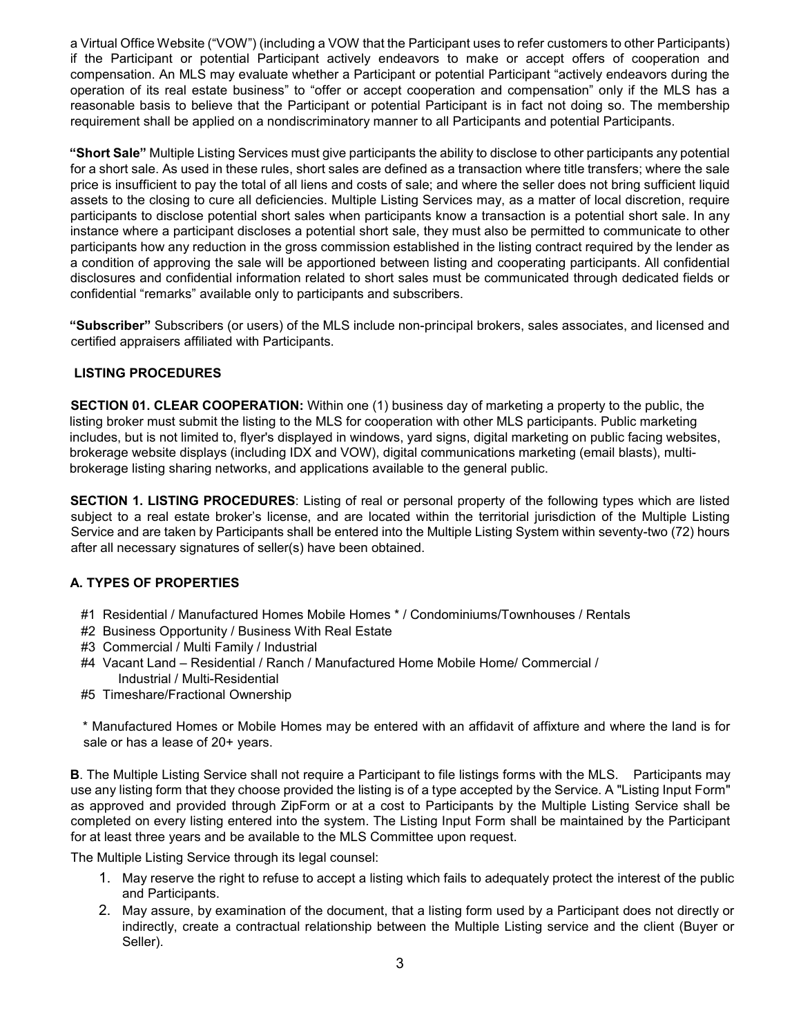a Virtual Office Website ("VOW") (including a VOW that the Participant uses to refer customers to other Participants) if the Participant or potential Participant actively endeavors to make or accept offers of cooperation and compensation. An MLS may evaluate whether a Participant or potential Participant "actively endeavors during the operation of its real estate business" to "offer or accept cooperation and compensation" only if the MLS has a reasonable basis to believe that the Participant or potential Participant is in fact not doing so. The membership requirement shall be applied on a nondiscriminatory manner to all Participants and potential Participants.

**"Short Sale"** Multiple Listing Services must give participants the ability to disclose to other participants any potential for a short sale. As used in these rules, short sales are defined as a transaction where title transfers; where the sale price is insufficient to pay the total of all liens and costs of sale; and where the seller does not bring sufficient liquid assets to the closing to cure all deficiencies. Multiple Listing Services may, as a matter of local discretion, require participants to disclose potential short sales when participants know a transaction is a potential short sale. In any instance where a participant discloses a potential short sale, they must also be permitted to communicate to other participants how any reduction in the gross commission established in the listing contract required by the lender as a condition of approving the sale will be apportioned between listing and cooperating participants. All confidential disclosures and confidential information related to short sales must be communicated through dedicated fields or confidential "remarks" available only to participants and subscribers.

**"Subscriber"** Subscribers (or users) of the MLS include non-principal brokers, sales associates, and licensed and certified appraisers affiliated with Participants.

## LISTING PROCEDURES

**SECTION 01. CLEAR COOPERATION:** Within one (1) business day of marketing a property to the public, the listing broker must submit the listing to the MLS for cooperation with other MLS participants. Public marketing includes, but is not limited to, flyer's displayed in windows, yard signs, digital marketing on public facing websites, brokerage website displays (including IDX and VOW), digital communications marketing (email blasts), multi-brokerage listing sharing networks, and applications available to the general public.

**SECTION 1. LISTING PROCEDURES**: Listing of real or personal property of the following types which are listed subject to a real estate broker's license, and are located within the territorial jurisdiction of the Multiple Listing Service and are taken by Participants shall be entered into the Multiple Listing System within seventy-two (72) hours after all necessary signatures of seller(s) have been obtained.

### A. TYPES OF PROPERTIES

- #1 Residential / Manufactured Homes Mobile Homes * / Condominiums/Townhouses / Rentals
- #2 Business Opportunity / Business With Real Estate
- #3 Commercial / Multi Family / Industrial
- #4 Vacant Land – Residential / Ranch / Manufactured Home Mobile Home/ Commercial / Industrial / Multi-Residential
- #5 Timeshare/Fractional Ownership

\* Manufactured Homes or Mobile Homes may be entered with an affidavit of affixture and where the land is for sale or has a lease of 20+ years.

**B**. The Multiple Listing Service shall not require a Participant to file listings forms with the MLS. Participants may use any listing form that they choose provided the listing is of a type accepted by the Service. A "Listing Input Form" as approved and provided through ZipForm or at a cost to Participants by the Multiple Listing Service shall be completed on every listing entered into the system. The Listing Input Form shall be maintained by the Participant for at least three years and be available to the MLS Committee upon request.

The Multiple Listing Service through its legal counsel:

1. May reserve the right to refuse to accept a listing which fails to adequately protect the interest of the public and Participants.
2. May assure, by examination of the document, that a listing form used by a Participant does not directly or indirectly, create a contractual relationship between the Multiple Listing service and the client (Buyer or Seller).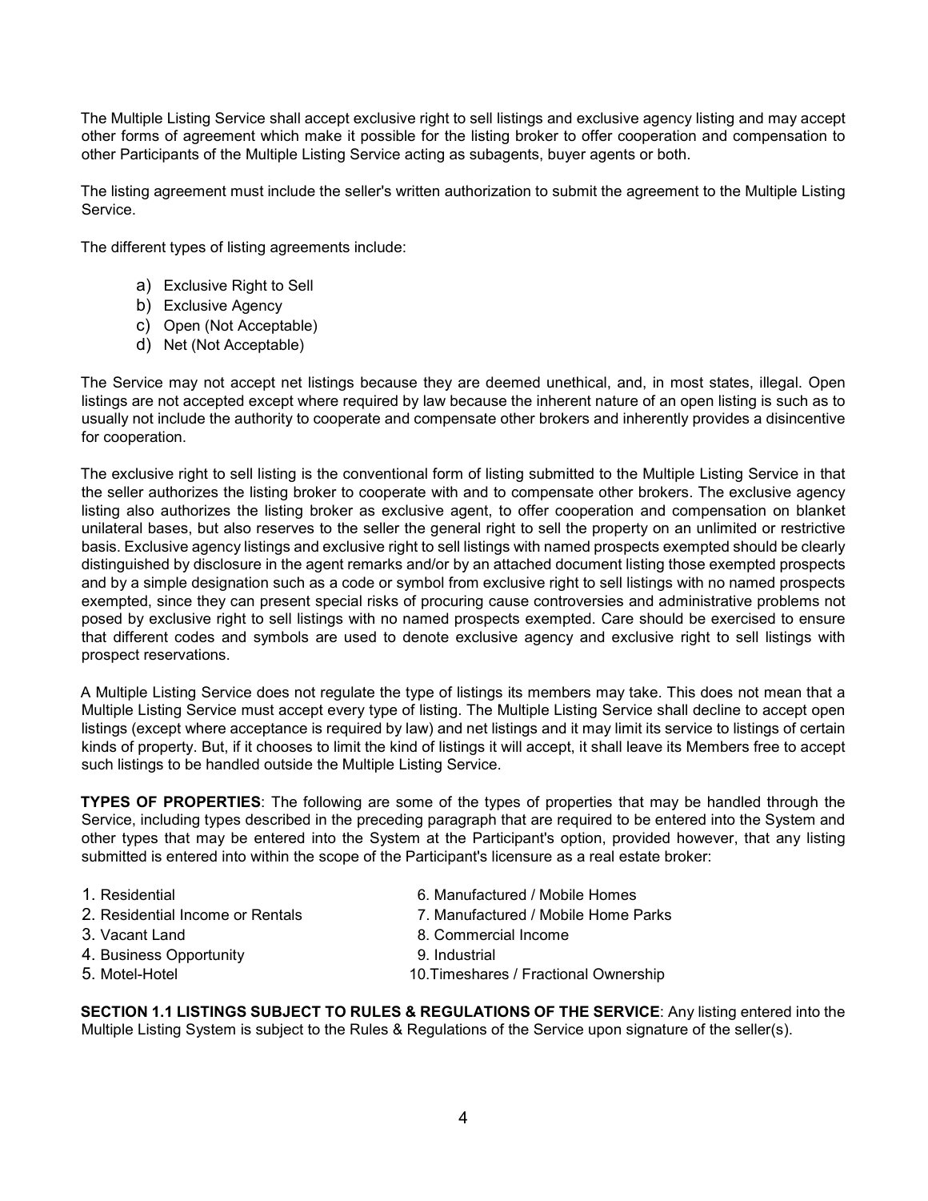The Multiple Listing Service shall accept exclusive right to sell listings and exclusive agency listing and may accept other forms of agreement which make it possible for the listing broker to offer cooperation and compensation to other Participants of the Multiple Listing Service acting as subagents, buyer agents or both.

The listing agreement must include the seller's written authorization to submit the agreement to the Multiple Listing Service.

The different types of listing agreements include:

a) Exclusive Right to Sell
b) Exclusive Agency
c) Open (Not Acceptable)
d) Net (Not Acceptable)

The Service may not accept net listings because they are deemed unethical, and, in most states, illegal. Open listings are not accepted except where required by law because the inherent nature of an open listing is such as to usually not include the authority to cooperate and compensate other brokers and inherently provides a disincentive for cooperation.

The exclusive right to sell listing is the conventional form of listing submitted to the Multiple Listing Service in that the seller authorizes the listing broker to cooperate with and to compensate other brokers. The exclusive agency listing also authorizes the listing broker as exclusive agent, to offer cooperation and compensation on blanket unilateral bases, but also reserves to the seller the general right to sell the property on an unlimited or restrictive basis. Exclusive agency listings and exclusive right to sell listings with named prospects exempted should be clearly distinguished by disclosure in the agent remarks and/or by an attached document listing those exempted prospects and by a simple designation such as a code or symbol from exclusive right to sell listings with no named prospects exempted, since they can present special risks of procuring cause controversies and administrative problems not posed by exclusive right to sell listings with no named prospects exempted. Care should be exercised to ensure that different codes and symbols are used to denote exclusive agency and exclusive right to sell listings with prospect reservations.

A Multiple Listing Service does not regulate the type of listings its members may take. This does not mean that a Multiple Listing Service must accept every type of listing. The Multiple Listing Service shall decline to accept open listings (except where acceptance is required by law) and net listings and it may limit its service to listings of certain kinds of property. But, if it chooses to limit the kind of listings it will accept, it shall leave its Members free to accept such listings to be handled outside the Multiple Listing Service.

**TYPES OF PROPERTIES**: The following are some of the types of properties that may be handled through the Service, including types described in the preceding paragraph that are required to be entered into the System and other types that may be entered into the System at the Participant's option, provided however, that any listing submitted is entered into within the scope of the Participant's licensure as a real estate broker:

1. Residential
2. Residential Income or Rentals
3. Vacant Land
4. Business Opportunity
5. Motel-Hotel
6. Manufactured / Mobile Homes
7. Manufactured / Mobile Home Parks
8. Commercial Income
9. Industrial
10. Timeshares / Fractional Ownership

**SECTION 1.1 LISTINGS SUBJECT TO RULES & REGULATIONS OF THE SERVICE**: Any listing entered into the Multiple Listing System is subject to the Rules & Regulations of the Service upon signature of the seller(s).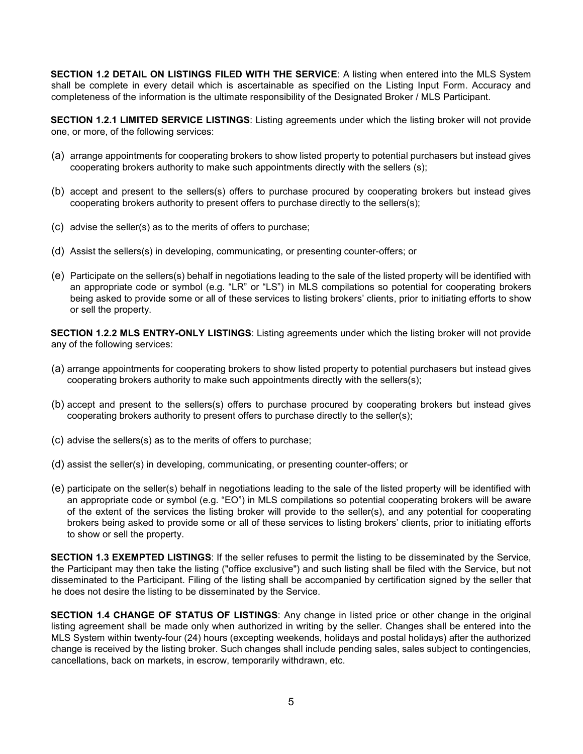**SECTION 1.2 DETAIL ON LISTINGS FILED WITH THE SERVICE**: A listing when entered into the MLS System shall be complete in every detail which is ascertainable as specified on the Listing Input Form. Accuracy and completeness of the information is the ultimate responsibility of the Designated Broker / MLS Participant.

**SECTION 1.2.1 LIMITED SERVICE LISTINGS**: Listing agreements under which the listing broker will not provide one, or more, of the following services:

(a) arrange appointments for cooperating brokers to show listed property to potential purchasers but instead gives cooperating brokers authority to make such appointments directly with the sellers (s);

(b) accept and present to the sellers(s) offers to purchase procured by cooperating brokers but instead gives cooperating brokers authority to present offers to purchase directly to the sellers(s);

(c) advise the seller(s) as to the merits of offers to purchase;

(d) Assist the sellers(s) in developing, communicating, or presenting counter-offers; or

(e) Participate on the sellers(s) behalf in negotiations leading to the sale of the listed property will be identified with an appropriate code or symbol (e.g. "LR" or "LS") in MLS compilations so potential for cooperating brokers being asked to provide some or all of these services to listing brokers' clients, prior to initiating efforts to show or sell the property.

**SECTION 1.2.2 MLS ENTRY-ONLY LISTINGS**: Listing agreements under which the listing broker will not provide any of the following services:

(a) arrange appointments for cooperating brokers to show listed property to potential purchasers but instead gives cooperating brokers authority to make such appointments directly with the sellers(s);

(b) accept and present to the sellers(s) offers to purchase procured by cooperating brokers but instead gives cooperating brokers authority to present offers to purchase directly to the seller(s);

(c) advise the sellers(s) as to the merits of offers to purchase;

(d) assist the seller(s) in developing, communicating, or presenting counter-offers; or

(e) participate on the seller(s) behalf in negotiations leading to the sale of the listed property will be identified with an appropriate code or symbol (e.g. "EO") in MLS compilations so potential cooperating brokers will be aware of the extent of the services the listing broker will provide to the seller(s), and any potential for cooperating brokers being asked to provide some or all of these services to listing brokers' clients, prior to initiating efforts to show or sell the property.

**SECTION 1.3 EXEMPTED LISTINGS**: If the seller refuses to permit the listing to be disseminated by the Service, the Participant may then take the listing ("office exclusive") and such listing shall be filed with the Service, but not disseminated to the Participant. Filing of the listing shall be accompanied by certification signed by the seller that he does not desire the listing to be disseminated by the Service.

**SECTION 1.4 CHANGE OF STATUS OF LISTINGS**: Any change in listed price or other change in the original listing agreement shall be made only when authorized in writing by the seller. Changes shall be entered into the MLS System within twenty-four (24) hours (excepting weekends, holidays and postal holidays) after the authorized change is received by the listing broker. Such changes shall include pending sales, sales subject to contingencies, cancellations, back on markets, in escrow, temporarily withdrawn, etc.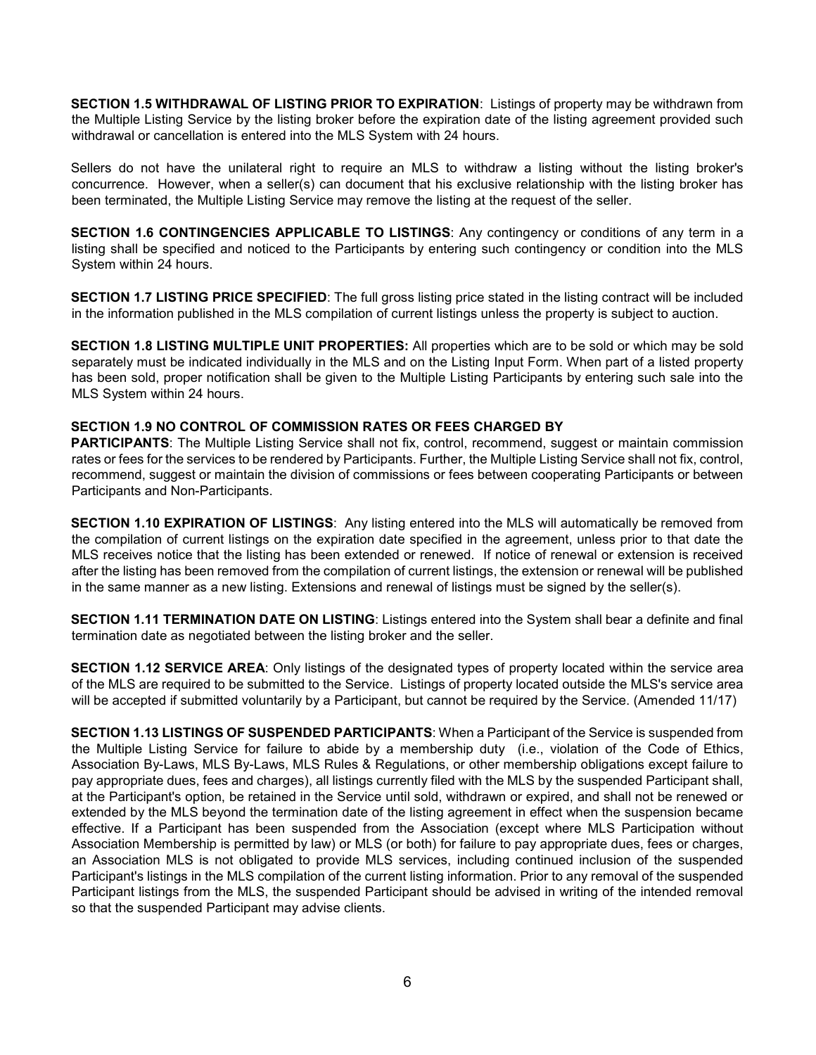**SECTION 1.5 WITHDRAWAL OF LISTING PRIOR TO EXPIRATION**: Listings of property may be withdrawn from the Multiple Listing Service by the listing broker before the expiration date of the listing agreement provided such withdrawal or cancellation is entered into the MLS System with 24 hours.

Sellers do not have the unilateral right to require an MLS to withdraw a listing without the listing broker's concurrence. However, when a seller(s) can document that his exclusive relationship with the listing broker has been terminated, the Multiple Listing Service may remove the listing at the request of the seller.

**SECTION 1.6 CONTINGENCIES APPLICABLE TO LISTINGS**: Any contingency or conditions of any term in a listing shall be specified and noticed to the Participants by entering such contingency or condition into the MLS System within 24 hours.

**SECTION 1.7 LISTING PRICE SPECIFIED**: The full gross listing price stated in the listing contract will be included in the information published in the MLS compilation of current listings unless the property is subject to auction.

**SECTION 1.8 LISTING MULTIPLE UNIT PROPERTIES:** All properties which are to be sold or which may be sold separately must be indicated individually in the MLS and on the Listing Input Form. When part of a listed property has been sold, proper notification shall be given to the Multiple Listing Participants by entering such sale into the MLS System within 24 hours.

**SECTION 1.9 NO CONTROL OF COMMISSION RATES OR FEES CHARGED BY PARTICIPANTS**: The Multiple Listing Service shall not fix, control, recommend, suggest or maintain commission rates or fees for the services to be rendered by Participants. Further, the Multiple Listing Service shall not fix, control, recommend, suggest or maintain the division of commissions or fees between cooperating Participants or between Participants and Non-Participants.

**SECTION 1.10 EXPIRATION OF LISTINGS**: Any listing entered into the MLS will automatically be removed from the compilation of current listings on the expiration date specified in the agreement, unless prior to that date the MLS receives notice that the listing has been extended or renewed. If notice of renewal or extension is received after the listing has been removed from the compilation of current listings, the extension or renewal will be published in the same manner as a new listing. Extensions and renewal of listings must be signed by the seller(s).

**SECTION 1.11 TERMINATION DATE ON LISTING**: Listings entered into the System shall bear a definite and final termination date as negotiated between the listing broker and the seller.

**SECTION 1.12 SERVICE AREA**: Only listings of the designated types of property located within the service area of the MLS are required to be submitted to the Service. Listings of property located outside the MLS's service area will be accepted if submitted voluntarily by a Participant, but cannot be required by the Service. (Amended 11/17)

**SECTION 1.13 LISTINGS OF SUSPENDED PARTICIPANTS**: When a Participant of the Service is suspended from the Multiple Listing Service for failure to abide by a membership duty (i.e., violation of the Code of Ethics, Association By-Laws, MLS By-Laws, MLS Rules & Regulations, or other membership obligations except failure to pay appropriate dues, fees and charges), all listings currently filed with the MLS by the suspended Participant shall, at the Participant's option, be retained in the Service until sold, withdrawn or expired, and shall not be renewed or extended by the MLS beyond the termination date of the listing agreement in effect when the suspension became effective. If a Participant has been suspended from the Association (except where MLS Participation without Association Membership is permitted by law) or MLS (or both) for failure to pay appropriate dues, fees or charges, an Association MLS is not obligated to provide MLS services, including continued inclusion of the suspended Participant's listings in the MLS compilation of the current listing information. Prior to any removal of the suspended Participant listings from the MLS, the suspended Participant should be advised in writing of the intended removal so that the suspended Participant may advise clients.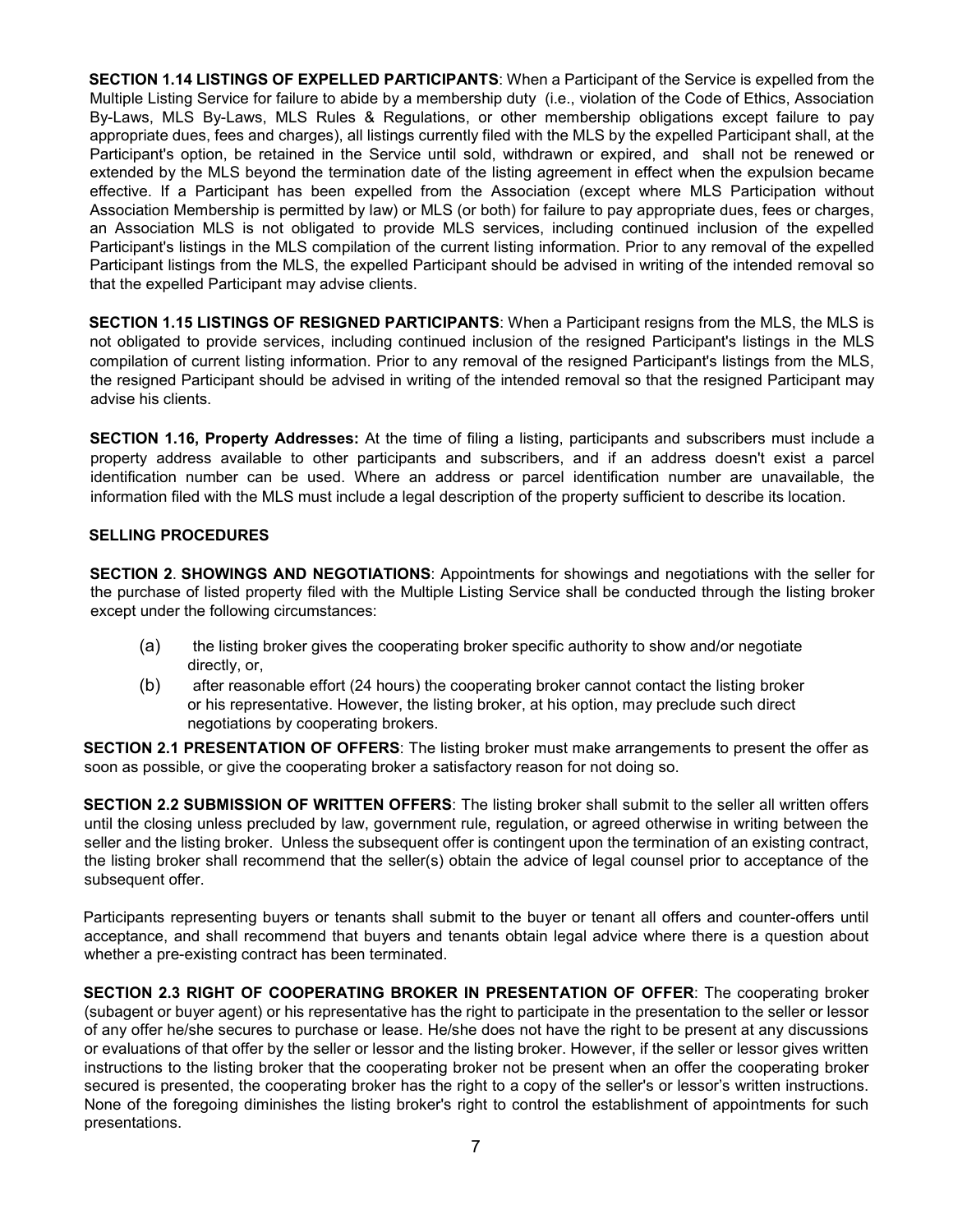**SECTION 1.14 LISTINGS OF EXPELLED PARTICIPANTS**: When a Participant of the Service is expelled from the Multiple Listing Service for failure to abide by a membership duty (i.e., violation of the Code of Ethics, Association By-Laws, MLS By-Laws, MLS Rules & Regulations, or other membership obligations except failure to pay appropriate dues, fees and charges), all listings currently filed with the MLS by the expelled Participant shall, at the Participant's option, be retained in the Service until sold, withdrawn or expired, and shall not be renewed or extended by the MLS beyond the termination date of the listing agreement in effect when the expulsion became effective. If a Participant has been expelled from the Association (except where MLS Participation without Association Membership is permitted by law) or MLS (or both) for failure to pay appropriate dues, fees or charges, an Association MLS is not obligated to provide MLS services, including continued inclusion of the expelled Participant's listings in the MLS compilation of the current listing information. Prior to any removal of the expelled Participant listings from the MLS, the expelled Participant should be advised in writing of the intended removal so that the expelled Participant may advise clients.

**SECTION 1.15 LISTINGS OF RESIGNED PARTICIPANTS**: When a Participant resigns from the MLS, the MLS is not obligated to provide services, including continued inclusion of the resigned Participant's listings in the MLS compilation of current listing information. Prior to any removal of the resigned Participant's listings from the MLS, the resigned Participant should be advised in writing of the intended removal so that the resigned Participant may advise his clients.

**SECTION 1.16, Property Addresses:** At the time of filing a listing, participants and subscribers must include a property address available to other participants and subscribers, and if an address doesn't exist a parcel identification number can be used. Where an address or parcel identification number are unavailable, the information filed with the MLS must include a legal description of the property sufficient to describe its location.

## SELLING PROCEDURES

**SECTION 2**. **SHOWINGS AND NEGOTIATIONS**: Appointments for showings and negotiations with the seller for the purchase of listed property filed with the Multiple Listing Service shall be conducted through the listing broker except under the following circumstances:

(a) the listing broker gives the cooperating broker specific authority to show and/or negotiate directly, or,

(b) after reasonable effort (24 hours) the cooperating broker cannot contact the listing broker or his representative. However, the listing broker, at his option, may preclude such direct negotiations by cooperating brokers.

**SECTION 2.1 PRESENTATION OF OFFERS**: The listing broker must make arrangements to present the offer as soon as possible, or give the cooperating broker a satisfactory reason for not doing so.

**SECTION 2.2 SUBMISSION OF WRITTEN OFFERS**: The listing broker shall submit to the seller all written offers until the closing unless precluded by law, government rule, regulation, or agreed otherwise in writing between the seller and the listing broker. Unless the subsequent offer is contingent upon the termination of an existing contract, the listing broker shall recommend that the seller(s) obtain the advice of legal counsel prior to acceptance of the subsequent offer.

Participants representing buyers or tenants shall submit to the buyer or tenant all offers and counter-offers until acceptance, and shall recommend that buyers and tenants obtain legal advice where there is a question about whether a pre-existing contract has been terminated.

**SECTION 2.3 RIGHT OF COOPERATING BROKER IN PRESENTATION OF OFFER**: The cooperating broker (subagent or buyer agent) or his representative has the right to participate in the presentation to the seller or lessor of any offer he/she secures to purchase or lease. He/she does not have the right to be present at any discussions or evaluations of that offer by the seller or lessor and the listing broker. However, if the seller or lessor gives written instructions to the listing broker that the cooperating broker not be present when an offer the cooperating broker secured is presented, the cooperating broker has the right to a copy of the seller's or lessor's written instructions. None of the foregoing diminishes the listing broker's right to control the establishment of appointments for such presentations.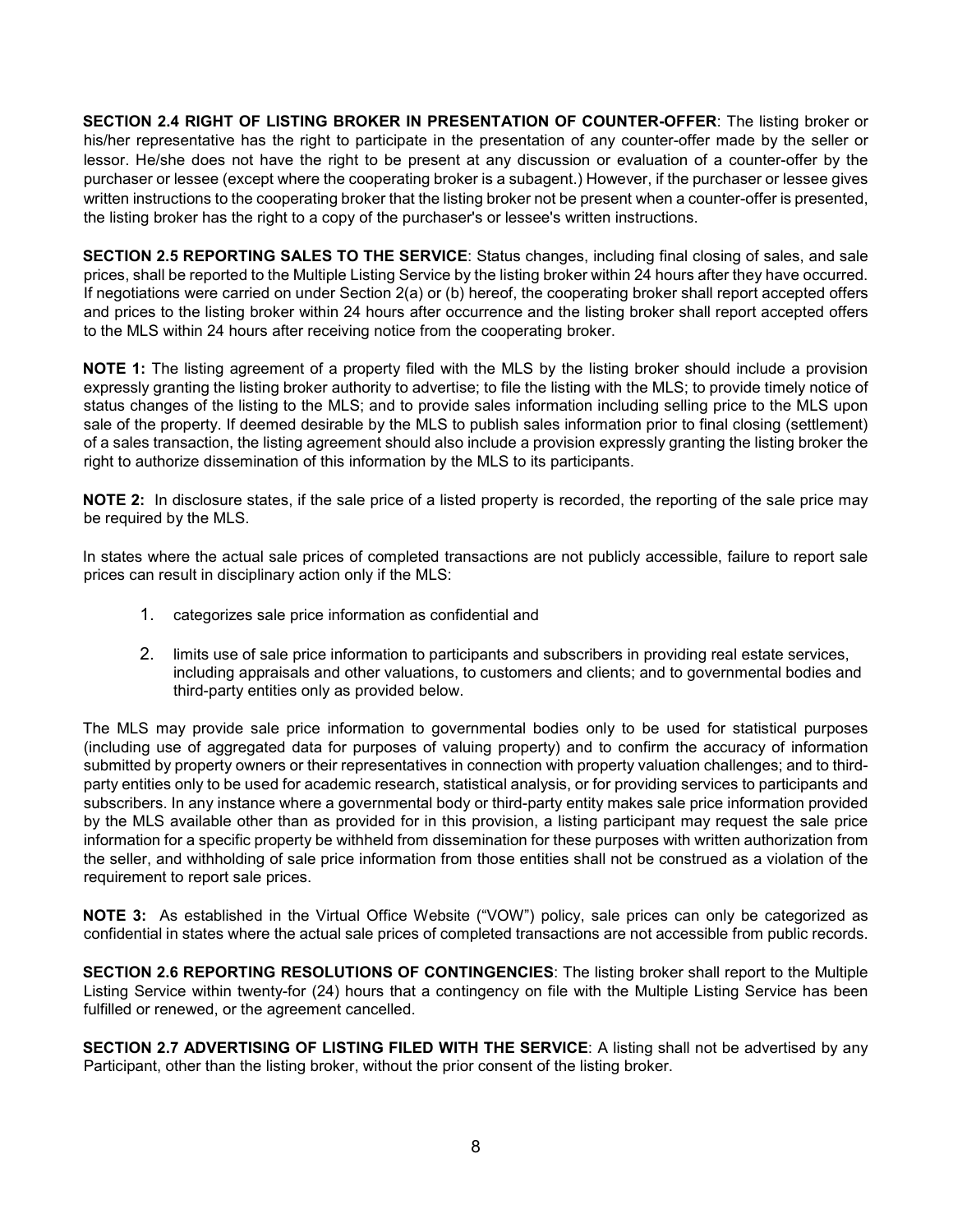**SECTION 2.4 RIGHT OF LISTING BROKER IN PRESENTATION OF COUNTER-OFFER**: The listing broker or his/her representative has the right to participate in the presentation of any counter-offer made by the seller or lessor. He/she does not have the right to be present at any discussion or evaluation of a counter-offer by the purchaser or lessee (except where the cooperating broker is a subagent.) However, if the purchaser or lessee gives written instructions to the cooperating broker that the listing broker not be present when a counter-offer is presented, the listing broker has the right to a copy of the purchaser's or lessee's written instructions.

**SECTION 2.5 REPORTING SALES TO THE SERVICE**: Status changes, including final closing of sales, and sale prices, shall be reported to the Multiple Listing Service by the listing broker within 24 hours after they have occurred. If negotiations were carried on under Section 2(a) or (b) hereof, the cooperating broker shall report accepted offers and prices to the listing broker within 24 hours after occurrence and the listing broker shall report accepted offers to the MLS within 24 hours after receiving notice from the cooperating broker.

**NOTE 1:** The listing agreement of a property filed with the MLS by the listing broker should include a provision expressly granting the listing broker authority to advertise; to file the listing with the MLS; to provide timely notice of status changes of the listing to the MLS; and to provide sales information including selling price to the MLS upon sale of the property. If deemed desirable by the MLS to publish sales information prior to final closing (settlement) of a sales transaction, the listing agreement should also include a provision expressly granting the listing broker the right to authorize dissemination of this information by the MLS to its participants.

**NOTE 2:** In disclosure states, if the sale price of a listed property is recorded, the reporting of the sale price may be required by the MLS.

In states where the actual sale prices of completed transactions are not publicly accessible, failure to report sale prices can result in disciplinary action only if the MLS:

1. categorizes sale price information as confidential and
2. limits use of sale price information to participants and subscribers in providing real estate services, including appraisals and other valuations, to customers and clients; and to governmental bodies and third-party entities only as provided below.

The MLS may provide sale price information to governmental bodies only to be used for statistical purposes (including use of aggregated data for purposes of valuing property) and to confirm the accuracy of information submitted by property owners or their representatives in connection with property valuation challenges; and to third-party entities only to be used for academic research, statistical analysis, or for providing services to participants and subscribers. In any instance where a governmental body or third-party entity makes sale price information provided by the MLS available other than as provided for in this provision, a listing participant may request the sale price information for a specific property be withheld from dissemination for these purposes with written authorization from the seller, and withholding of sale price information from those entities shall not be construed as a violation of the requirement to report sale prices.

**NOTE 3:** As established in the Virtual Office Website ("VOW") policy, sale prices can only be categorized as confidential in states where the actual sale prices of completed transactions are not accessible from public records.

**SECTION 2.6 REPORTING RESOLUTIONS OF CONTINGENCIES**: The listing broker shall report to the Multiple Listing Service within twenty-for (24) hours that a contingency on file with the Multiple Listing Service has been fulfilled or renewed, or the agreement cancelled.

**SECTION 2.7 ADVERTISING OF LISTING FILED WITH THE SERVICE**: A listing shall not be advertised by any Participant, other than the listing broker, without the prior consent of the listing broker.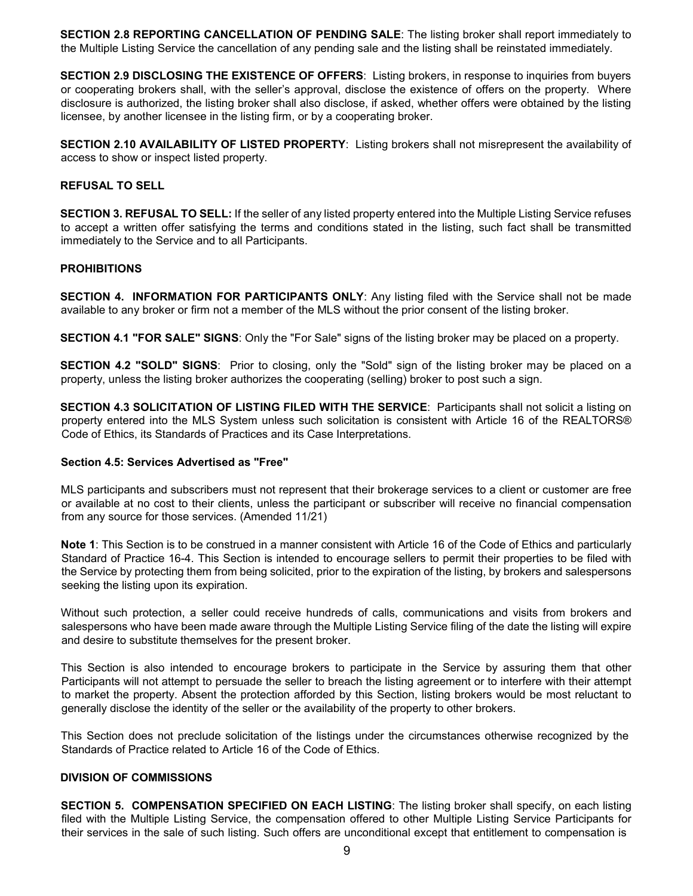**SECTION 2.8 REPORTING CANCELLATION OF PENDING SALE**: The listing broker shall report immediately to the Multiple Listing Service the cancellation of any pending sale and the listing shall be reinstated immediately.

**SECTION 2.9 DISCLOSING THE EXISTENCE OF OFFERS**: Listing brokers, in response to inquiries from buyers or cooperating brokers shall, with the seller's approval, disclose the existence of offers on the property. Where disclosure is authorized, the listing broker shall also disclose, if asked, whether offers were obtained by the listing licensee, by another licensee in the listing firm, or by a cooperating broker.

**SECTION 2.10 AVAILABILITY OF LISTED PROPERTY**: Listing brokers shall not misrepresent the availability of access to show or inspect listed property.

## REFUSAL TO SELL

**SECTION 3. REFUSAL TO SELL:** If the seller of any listed property entered into the Multiple Listing Service refuses to accept a written offer satisfying the terms and conditions stated in the listing, such fact shall be transmitted immediately to the Service and to all Participants.

## PROHIBITIONS

**SECTION 4. INFORMATION FOR PARTICIPANTS ONLY**: Any listing filed with the Service shall not be made available to any broker or firm not a member of the MLS without the prior consent of the listing broker.

**SECTION 4.1 "FOR SALE" SIGNS**: Only the "For Sale" signs of the listing broker may be placed on a property.

**SECTION 4.2 "SOLD" SIGNS**: Prior to closing, only the "Sold" sign of the listing broker may be placed on a property, unless the listing broker authorizes the cooperating (selling) broker to post such a sign.

**SECTION 4.3 SOLICITATION OF LISTING FILED WITH THE SERVICE**: Participants shall not solicit a listing on property entered into the MLS System unless such solicitation is consistent with Article 16 of the REALTORS® Code of Ethics, its Standards of Practices and its Case Interpretations.

**Section 4.5: Services Advertised as "Free"**

MLS participants and subscribers must not represent that their brokerage services to a client or customer are free or available at no cost to their clients, unless the participant or subscriber will receive no financial compensation from any source for those services. (Amended 11/21)

**Note 1**: This Section is to be construed in a manner consistent with Article 16 of the Code of Ethics and particularly Standard of Practice 16-4. This Section is intended to encourage sellers to permit their properties to be filed with the Service by protecting them from being solicited, prior to the expiration of the listing, by brokers and salespersons seeking the listing upon its expiration.

Without such protection, a seller could receive hundreds of calls, communications and visits from brokers and salespersons who have been made aware through the Multiple Listing Service filing of the date the listing will expire and desire to substitute themselves for the present broker.

This Section is also intended to encourage brokers to participate in the Service by assuring them that other Participants will not attempt to persuade the seller to breach the listing agreement or to interfere with their attempt to market the property. Absent the protection afforded by this Section, listing brokers would be most reluctant to generally disclose the identity of the seller or the availability of the property to other brokers.

This Section does not preclude solicitation of the listings under the circumstances otherwise recognized by the Standards of Practice related to Article 16 of the Code of Ethics.

## DIVISION OF COMMISSIONS

**SECTION 5. COMPENSATION SPECIFIED ON EACH LISTING**: The listing broker shall specify, on each listing filed with the Multiple Listing Service, the compensation offered to other Multiple Listing Service Participants for their services in the sale of such listing. Such offers are unconditional except that entitlement to compensation is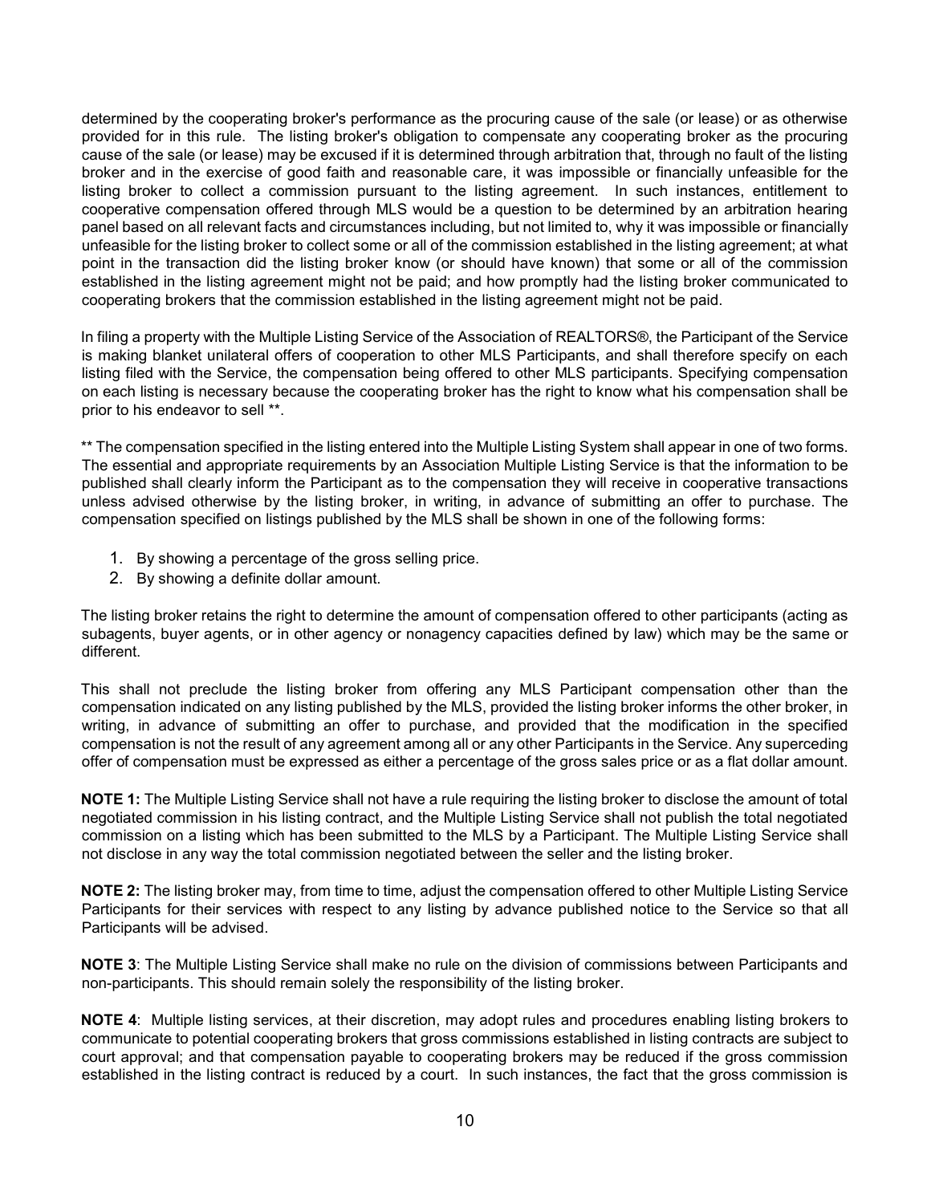determined by the cooperating broker's performance as the procuring cause of the sale (or lease) or as otherwise provided for in this rule. The listing broker's obligation to compensate any cooperating broker as the procuring cause of the sale (or lease) may be excused if it is determined through arbitration that, through no fault of the listing broker and in the exercise of good faith and reasonable care, it was impossible or financially unfeasible for the listing broker to collect a commission pursuant to the listing agreement. In such instances, entitlement to cooperative compensation offered through MLS would be a question to be determined by an arbitration hearing panel based on all relevant facts and circumstances including, but not limited to, why it was impossible or financially unfeasible for the listing broker to collect some or all of the commission established in the listing agreement; at what point in the transaction did the listing broker know (or should have known) that some or all of the commission established in the listing agreement might not be paid; and how promptly had the listing broker communicated to cooperating brokers that the commission established in the listing agreement might not be paid.

In filing a property with the Multiple Listing Service of the Association of REALTORS®, the Participant of the Service is making blanket unilateral offers of cooperation to other MLS Participants, and shall therefore specify on each listing filed with the Service, the compensation being offered to other MLS participants. Specifying compensation on each listing is necessary because the cooperating broker has the right to know what his compensation shall be prior to his endeavor to sell **.

** The compensation specified in the listing entered into the Multiple Listing System shall appear in one of two forms. The essential and appropriate requirements by an Association Multiple Listing Service is that the information to be published shall clearly inform the Participant as to the compensation they will receive in cooperative transactions unless advised otherwise by the listing broker, in writing, in advance of submitting an offer to purchase. The compensation specified on listings published by the MLS shall be shown in one of the following forms:

1. By showing a percentage of the gross selling price.
2. By showing a definite dollar amount.

The listing broker retains the right to determine the amount of compensation offered to other participants (acting as subagents, buyer agents, or in other agency or nonagency capacities defined by law) which may be the same or different.

This shall not preclude the listing broker from offering any MLS Participant compensation other than the compensation indicated on any listing published by the MLS, provided the listing broker informs the other broker, in writing, in advance of submitting an offer to purchase, and provided that the modification in the specified compensation is not the result of any agreement among all or any other Participants in the Service. Any superceding offer of compensation must be expressed as either a percentage of the gross sales price or as a flat dollar amount.

**NOTE 1:** The Multiple Listing Service shall not have a rule requiring the listing broker to disclose the amount of total negotiated commission in his listing contract, and the Multiple Listing Service shall not publish the total negotiated commission on a listing which has been submitted to the MLS by a Participant. The Multiple Listing Service shall not disclose in any way the total commission negotiated between the seller and the listing broker.

**NOTE 2:** The listing broker may, from time to time, adjust the compensation offered to other Multiple Listing Service Participants for their services with respect to any listing by advance published notice to the Service so that all Participants will be advised.

**NOTE 3**: The Multiple Listing Service shall make no rule on the division of commissions between Participants and non-participants. This should remain solely the responsibility of the listing broker.

**NOTE 4**: Multiple listing services, at their discretion, may adopt rules and procedures enabling listing brokers to communicate to potential cooperating brokers that gross commissions established in listing contracts are subject to court approval; and that compensation payable to cooperating brokers may be reduced if the gross commission established in the listing contract is reduced by a court. In such instances, the fact that the gross commission is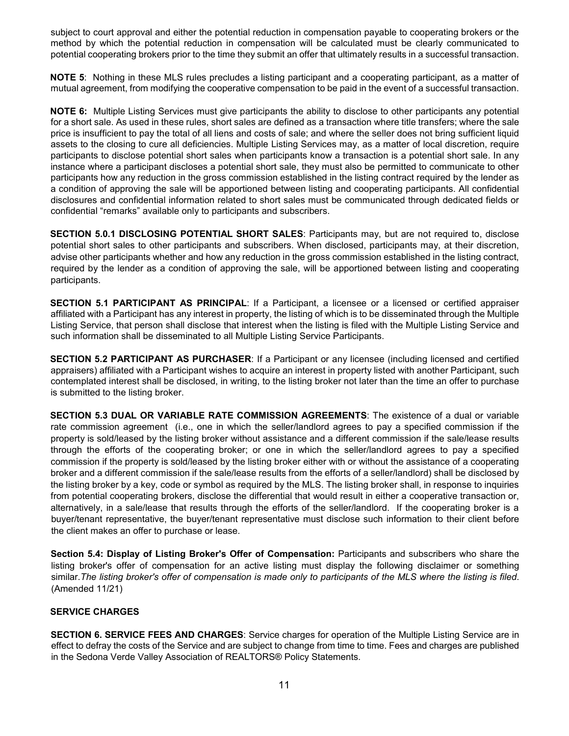subject to court approval and either the potential reduction in compensation payable to cooperating brokers or the method by which the potential reduction in compensation will be calculated must be clearly communicated to potential cooperating brokers prior to the time they submit an offer that ultimately results in a successful transaction.

**NOTE 5**: Nothing in these MLS rules precludes a listing participant and a cooperating participant, as a matter of mutual agreement, from modifying the cooperative compensation to be paid in the event of a successful transaction.

**NOTE 6:** Multiple Listing Services must give participants the ability to disclose to other participants any potential for a short sale. As used in these rules, short sales are defined as a transaction where title transfers; where the sale price is insufficient to pay the total of all liens and costs of sale; and where the seller does not bring sufficient liquid assets to the closing to cure all deficiencies. Multiple Listing Services may, as a matter of local discretion, require participants to disclose potential short sales when participants know a transaction is a potential short sale. In any instance where a participant discloses a potential short sale, they must also be permitted to communicate to other participants how any reduction in the gross commission established in the listing contract required by the lender as a condition of approving the sale will be apportioned between listing and cooperating participants. All confidential disclosures and confidential information related to short sales must be communicated through dedicated fields or confidential "remarks" available only to participants and subscribers.

**SECTION 5.0.1 DISCLOSING POTENTIAL SHORT SALES**: Participants may, but are not required to, disclose potential short sales to other participants and subscribers. When disclosed, participants may, at their discretion, advise other participants whether and how any reduction in the gross commission established in the listing contract, required by the lender as a condition of approving the sale, will be apportioned between listing and cooperating participants.

**SECTION 5.1 PARTICIPANT AS PRINCIPAL**: If a Participant, a licensee or a licensed or certified appraiser affiliated with a Participant has any interest in property, the listing of which is to be disseminated through the Multiple Listing Service, that person shall disclose that interest when the listing is filed with the Multiple Listing Service and such information shall be disseminated to all Multiple Listing Service Participants.

**SECTION 5.2 PARTICIPANT AS PURCHASER**: If a Participant or any licensee (including licensed and certified appraisers) affiliated with a Participant wishes to acquire an interest in property listed with another Participant, such contemplated interest shall be disclosed, in writing, to the listing broker not later than the time an offer to purchase is submitted to the listing broker.

**SECTION 5.3 DUAL OR VARIABLE RATE COMMISSION AGREEMENTS**: The existence of a dual or variable rate commission agreement (i.e., one in which the seller/landlord agrees to pay a specified commission if the property is sold/leased by the listing broker without assistance and a different commission if the sale/lease results through the efforts of the cooperating broker; or one in which the seller/landlord agrees to pay a specified commission if the property is sold/leased by the listing broker either with or without the assistance of a cooperating broker and a different commission if the sale/lease results from the efforts of a seller/landlord) shall be disclosed by the listing broker by a key, code or symbol as required by the MLS. The listing broker shall, in response to inquiries from potential cooperating brokers, disclose the differential that would result in either a cooperative transaction or, alternatively, in a sale/lease that results through the efforts of the seller/landlord. If the cooperating broker is a buyer/tenant representative, the buyer/tenant representative must disclose such information to their client before the client makes an offer to purchase or lease.

**Section 5.4: Display of Listing Broker's Offer of Compensation:** Participants and subscribers who share the listing broker's offer of compensation for an active listing must display the following disclaimer or something similar.*The listing broker's offer of compensation is made only to participants of the MLS where the listing is filed*. (Amended 11/21)

## SERVICE CHARGES

**SECTION 6. SERVICE FEES AND CHARGES**: Service charges for operation of the Multiple Listing Service are in effect to defray the costs of the Service and are subject to change from time to time. Fees and charges are published in the Sedona Verde Valley Association of REALTORS® Policy Statements.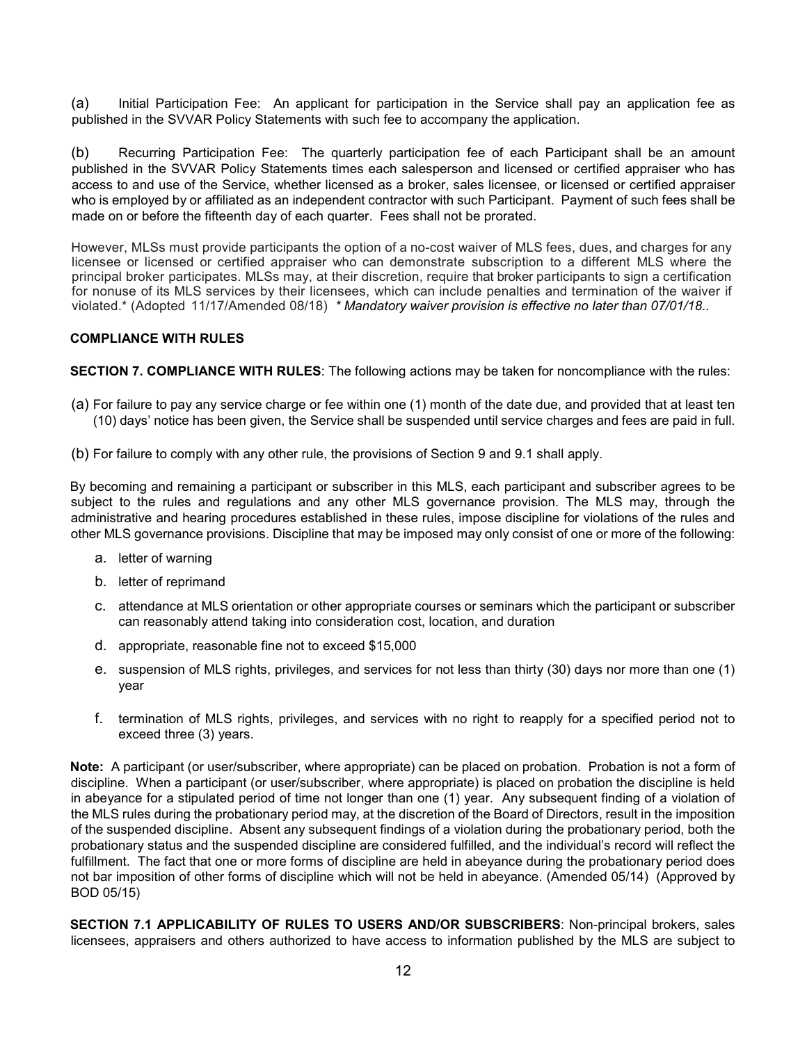(a) Initial Participation Fee: An applicant for participation in the Service shall pay an application fee as published in the SVVAR Policy Statements with such fee to accompany the application.

(b) Recurring Participation Fee: The quarterly participation fee of each Participant shall be an amount published in the SVVAR Policy Statements times each salesperson and licensed or certified appraiser who has access to and use of the Service, whether licensed as a broker, sales licensee, or licensed or certified appraiser who is employed by or affiliated as an independent contractor with such Participant. Payment of such fees shall be made on or before the fifteenth day of each quarter. Fees shall not be prorated.

However, MLSs must provide participants the option of a no-cost waiver of MLS fees, dues, and charges for any licensee or licensed or certified appraiser who can demonstrate subscription to a different MLS where the principal broker participates. MLSs may, at their discretion, require that broker participants to sign a certification for nonuse of its MLS services by their licensees, which can include penalties and termination of the waiver if violated.* (Adopted 11/17/Amended 08/18) *\* Mandatory waiver provision is effective no later than 07/01/18..*

### COMPLIANCE WITH RULES

**SECTION 7. COMPLIANCE WITH RULES**: The following actions may be taken for noncompliance with the rules:

(a) For failure to pay any service charge or fee within one (1) month of the date due, and provided that at least ten (10) days' notice has been given, the Service shall be suspended until service charges and fees are paid in full.

(b) For failure to comply with any other rule, the provisions of Section 9 and 9.1 shall apply.

By becoming and remaining a participant or subscriber in this MLS, each participant and subscriber agrees to be subject to the rules and regulations and any other MLS governance provision. The MLS may, through the administrative and hearing procedures established in these rules, impose discipline for violations of the rules and other MLS governance provisions. Discipline that may be imposed may only consist of one or more of the following:

a. letter of warning

b. letter of reprimand

c. attendance at MLS orientation or other appropriate courses or seminars which the participant or subscriber can reasonably attend taking into consideration cost, location, and duration

d. appropriate, reasonable fine not to exceed $15,000

e. suspension of MLS rights, privileges, and services for not less than thirty (30) days nor more than one (1) year

f. termination of MLS rights, privileges, and services with no right to reapply for a specified period not to exceed three (3) years.

**Note:** A participant (or user/subscriber, where appropriate) can be placed on probation. Probation is not a form of discipline. When a participant (or user/subscriber, where appropriate) is placed on probation the discipline is held in abeyance for a stipulated period of time not longer than one (1) year. Any subsequent finding of a violation of the MLS rules during the probationary period may, at the discretion of the Board of Directors, result in the imposition of the suspended discipline. Absent any subsequent findings of a violation during the probationary period, both the probationary status and the suspended discipline are considered fulfilled, and the individual's record will reflect the fulfillment. The fact that one or more forms of discipline are held in abeyance during the probationary period does not bar imposition of other forms of discipline which will not be held in abeyance. (Amended 05/14) (Approved by BOD 05/15)

**SECTION 7.1 APPLICABILITY OF RULES TO USERS AND/OR SUBSCRIBERS**: Non-principal brokers, sales licensees, appraisers and others authorized to have access to information published by the MLS are subject to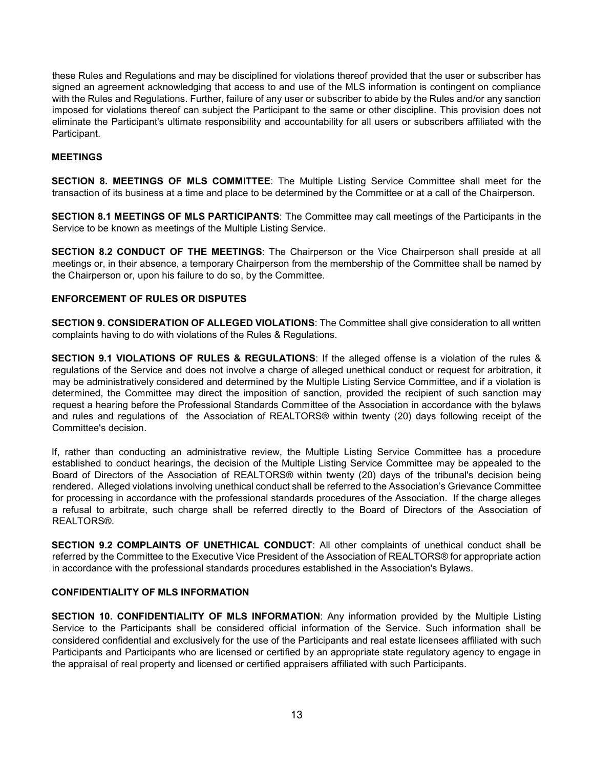these Rules and Regulations and may be disciplined for violations thereof provided that the user or subscriber has signed an agreement acknowledging that access to and use of the MLS information is contingent on compliance with the Rules and Regulations. Further, failure of any user or subscriber to abide by the Rules and/or any sanction imposed for violations thereof can subject the Participant to the same or other discipline. This provision does not eliminate the Participant's ultimate responsibility and accountability for all users or subscribers affiliated with the Participant.

## MEETINGS

**SECTION 8. MEETINGS OF MLS COMMITTEE**: The Multiple Listing Service Committee shall meet for the transaction of its business at a time and place to be determined by the Committee or at a call of the Chairperson.

**SECTION 8.1 MEETINGS OF MLS PARTICIPANTS**: The Committee may call meetings of the Participants in the Service to be known as meetings of the Multiple Listing Service.

**SECTION 8.2 CONDUCT OF THE MEETINGS**: The Chairperson or the Vice Chairperson shall preside at all meetings or, in their absence, a temporary Chairperson from the membership of the Committee shall be named by the Chairperson or, upon his failure to do so, by the Committee.

## ENFORCEMENT OF RULES OR DISPUTES

**SECTION 9. CONSIDERATION OF ALLEGED VIOLATIONS**: The Committee shall give consideration to all written complaints having to do with violations of the Rules & Regulations.

**SECTION 9.1 VIOLATIONS OF RULES & REGULATIONS**: If the alleged offense is a violation of the rules & regulations of the Service and does not involve a charge of alleged unethical conduct or request for arbitration, it may be administratively considered and determined by the Multiple Listing Service Committee, and if a violation is determined, the Committee may direct the imposition of sanction, provided the recipient of such sanction may request a hearing before the Professional Standards Committee of the Association in accordance with the bylaws and rules and regulations of the Association of REALTORS® within twenty (20) days following receipt of the Committee's decision.

If, rather than conducting an administrative review, the Multiple Listing Service Committee has a procedure established to conduct hearings, the decision of the Multiple Listing Service Committee may be appealed to the Board of Directors of the Association of REALTORS® within twenty (20) days of the tribunal's decision being rendered. Alleged violations involving unethical conduct shall be referred to the Association's Grievance Committee for processing in accordance with the professional standards procedures of the Association. If the charge alleges a refusal to arbitrate, such charge shall be referred directly to the Board of Directors of the Association of REALTORS®.

**SECTION 9.2 COMPLAINTS OF UNETHICAL CONDUCT**: All other complaints of unethical conduct shall be referred by the Committee to the Executive Vice President of the Association of REALTORS® for appropriate action in accordance with the professional standards procedures established in the Association's Bylaws.

## CONFIDENTIALITY OF MLS INFORMATION

**SECTION 10. CONFIDENTIALITY OF MLS INFORMATION**: Any information provided by the Multiple Listing Service to the Participants shall be considered official information of the Service. Such information shall be considered confidential and exclusively for the use of the Participants and real estate licensees affiliated with such Participants and Participants who are licensed or certified by an appropriate state regulatory agency to engage in the appraisal of real property and licensed or certified appraisers affiliated with such Participants.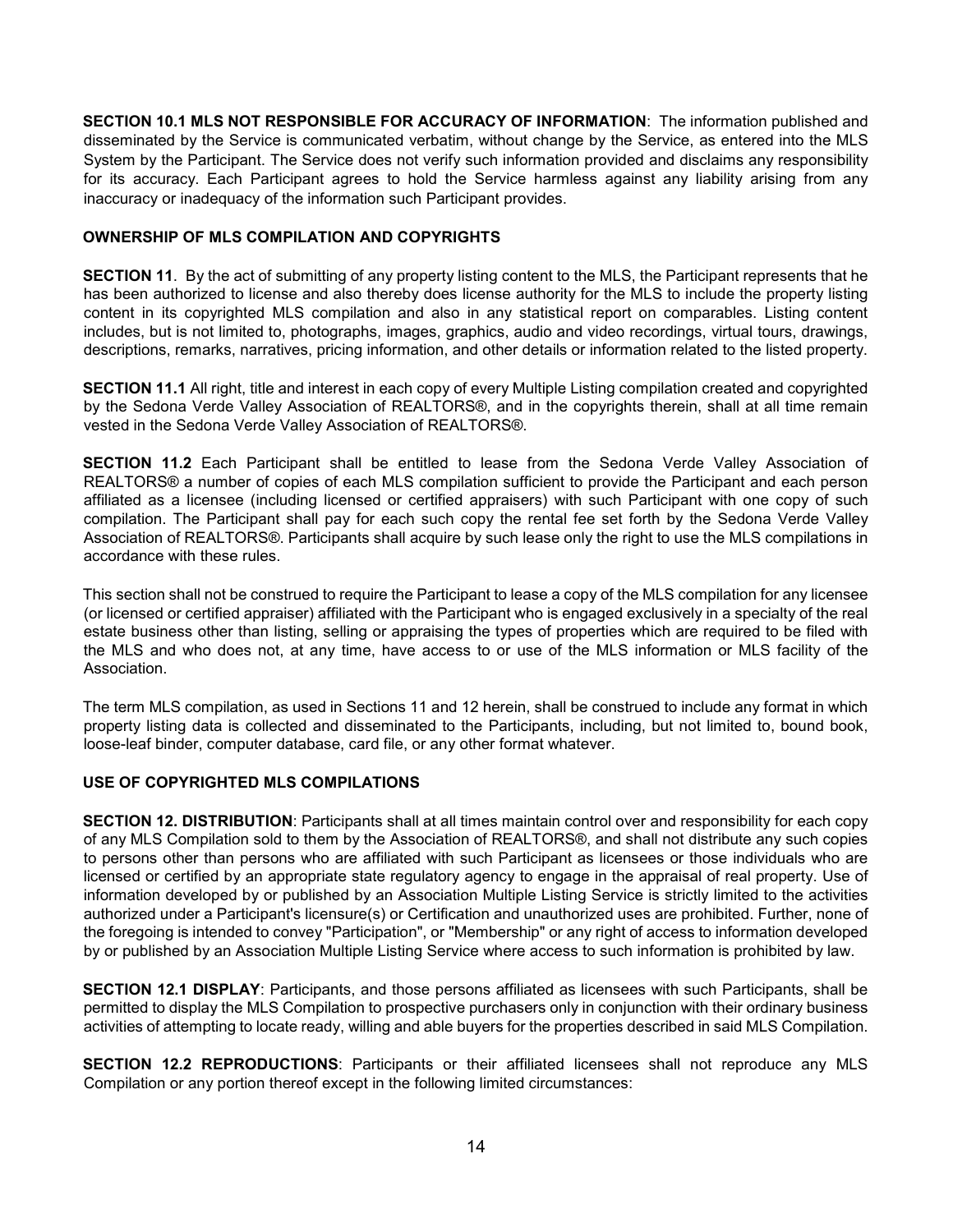**SECTION 10.1 MLS NOT RESPONSIBLE FOR ACCURACY OF INFORMATION**: The information published and disseminated by the Service is communicated verbatim, without change by the Service, as entered into the MLS System by the Participant. The Service does not verify such information provided and disclaims any responsibility for its accuracy. Each Participant agrees to hold the Service harmless against any liability arising from any inaccuracy or inadequacy of the information such Participant provides.

## OWNERSHIP OF MLS COMPILATION AND COPYRIGHTS

**SECTION 11**. By the act of submitting of any property listing content to the MLS, the Participant represents that he has been authorized to license and also thereby does license authority for the MLS to include the property listing content in its copyrighted MLS compilation and also in any statistical report on comparables. Listing content includes, but is not limited to, photographs, images, graphics, audio and video recordings, virtual tours, drawings, descriptions, remarks, narratives, pricing information, and other details or information related to the listed property.

**SECTION 11.1** All right, title and interest in each copy of every Multiple Listing compilation created and copyrighted by the Sedona Verde Valley Association of REALTORS®, and in the copyrights therein, shall at all time remain vested in the Sedona Verde Valley Association of REALTORS®.

**SECTION 11.2** Each Participant shall be entitled to lease from the Sedona Verde Valley Association of REALTORS® a number of copies of each MLS compilation sufficient to provide the Participant and each person affiliated as a licensee (including licensed or certified appraisers) with such Participant with one copy of such compilation. The Participant shall pay for each such copy the rental fee set forth by the Sedona Verde Valley Association of REALTORS®. Participants shall acquire by such lease only the right to use the MLS compilations in accordance with these rules.

This section shall not be construed to require the Participant to lease a copy of the MLS compilation for any licensee (or licensed or certified appraiser) affiliated with the Participant who is engaged exclusively in a specialty of the real estate business other than listing, selling or appraising the types of properties which are required to be filed with the MLS and who does not, at any time, have access to or use of the MLS information or MLS facility of the Association.

The term MLS compilation, as used in Sections 11 and 12 herein, shall be construed to include any format in which property listing data is collected and disseminated to the Participants, including, but not limited to, bound book, loose-leaf binder, computer database, card file, or any other format whatever.

## USE OF COPYRIGHTED MLS COMPILATIONS

**SECTION 12. DISTRIBUTION**: Participants shall at all times maintain control over and responsibility for each copy of any MLS Compilation sold to them by the Association of REALTORS®, and shall not distribute any such copies to persons other than persons who are affiliated with such Participant as licensees or those individuals who are licensed or certified by an appropriate state regulatory agency to engage in the appraisal of real property. Use of information developed by or published by an Association Multiple Listing Service is strictly limited to the activities authorized under a Participant's licensure(s) or Certification and unauthorized uses are prohibited. Further, none of the foregoing is intended to convey "Participation", or "Membership" or any right of access to information developed by or published by an Association Multiple Listing Service where access to such information is prohibited by law.

**SECTION 12.1 DISPLAY**: Participants, and those persons affiliated as licensees with such Participants, shall be permitted to display the MLS Compilation to prospective purchasers only in conjunction with their ordinary business activities of attempting to locate ready, willing and able buyers for the properties described in said MLS Compilation.

**SECTION 12.2 REPRODUCTIONS**: Participants or their affiliated licensees shall not reproduce any MLS Compilation or any portion thereof except in the following limited circumstances: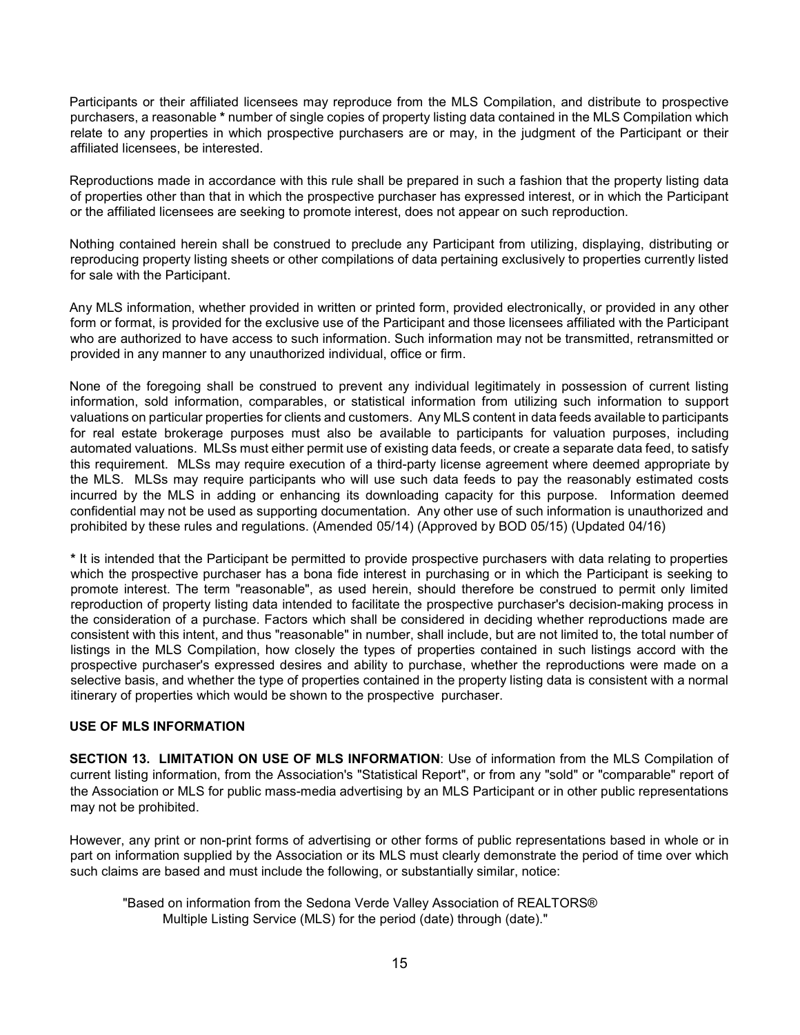Participants or their affiliated licensees may reproduce from the MLS Compilation, and distribute to prospective purchasers, a reasonable * number of single copies of property listing data contained in the MLS Compilation which relate to any properties in which prospective purchasers are or may, in the judgment of the Participant or their affiliated licensees, be interested.

Reproductions made in accordance with this rule shall be prepared in such a fashion that the property listing data of properties other than that in which the prospective purchaser has expressed interest, or in which the Participant or the affiliated licensees are seeking to promote interest, does not appear on such reproduction.

Nothing contained herein shall be construed to preclude any Participant from utilizing, displaying, distributing or reproducing property listing sheets or other compilations of data pertaining exclusively to properties currently listed for sale with the Participant.

Any MLS information, whether provided in written or printed form, provided electronically, or provided in any other form or format, is provided for the exclusive use of the Participant and those licensees affiliated with the Participant who are authorized to have access to such information. Such information may not be transmitted, retransmitted or provided in any manner to any unauthorized individual, office or firm.

None of the foregoing shall be construed to prevent any individual legitimately in possession of current listing information, sold information, comparables, or statistical information from utilizing such information to support valuations on particular properties for clients and customers. Any MLS content in data feeds available to participants for real estate brokerage purposes must also be available to participants for valuation purposes, including automated valuations. MLSs must either permit use of existing data feeds, or create a separate data feed, to satisfy this requirement. MLSs may require execution of a third-party license agreement where deemed appropriate by the MLS. MLSs may require participants who will use such data feeds to pay the reasonably estimated costs incurred by the MLS in adding or enhancing its downloading capacity for this purpose. Information deemed confidential may not be used as supporting documentation. Any other use of such information is unauthorized and prohibited by these rules and regulations. (Amended 05/14) (Approved by BOD 05/15) (Updated 04/16)

* It is intended that the Participant be permitted to provide prospective purchasers with data relating to properties which the prospective purchaser has a bona fide interest in purchasing or in which the Participant is seeking to promote interest. The term "reasonable", as used herein, should therefore be construed to permit only limited reproduction of property listing data intended to facilitate the prospective purchaser's decision-making process in the consideration of a purchase. Factors which shall be considered in deciding whether reproductions made are consistent with this intent, and thus "reasonable" in number, shall include, but are not limited to, the total number of listings in the MLS Compilation, how closely the types of properties contained in such listings accord with the prospective purchaser's expressed desires and ability to purchase, whether the reproductions were made on a selective basis, and whether the type of properties contained in the property listing data is consistent with a normal itinerary of properties which would be shown to the prospective purchaser.

## USE OF MLS INFORMATION

**SECTION 13. LIMITATION ON USE OF MLS INFORMATION**: Use of information from the MLS Compilation of current listing information, from the Association's "Statistical Report", or from any "sold" or "comparable" report of the Association or MLS for public mass-media advertising by an MLS Participant or in other public representations may not be prohibited.

However, any print or non-print forms of advertising or other forms of public representations based in whole or in part on information supplied by the Association or its MLS must clearly demonstrate the period of time over which such claims are based and must include the following, or substantially similar, notice:

> "Based on information from the Sedona Verde Valley Association of REALTORS® Multiple Listing Service (MLS) for the period (date) through (date)."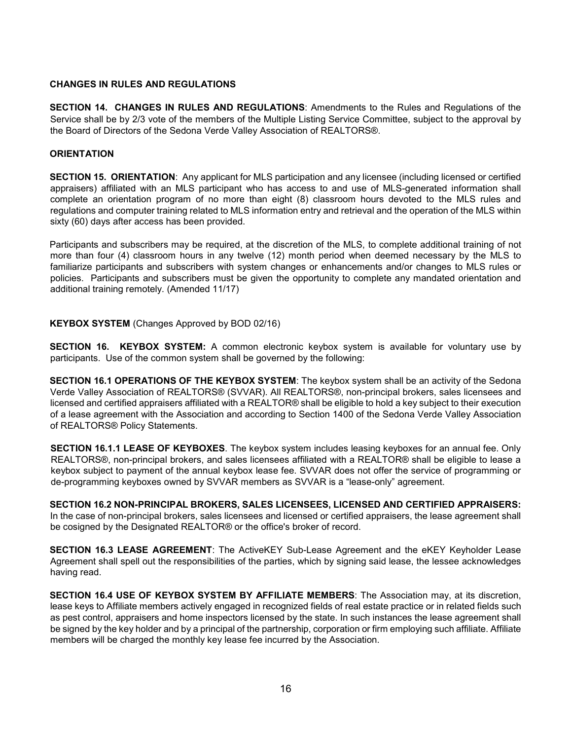**CHANGES IN RULES AND REGULATIONS**

**SECTION 14. CHANGES IN RULES AND REGULATIONS**: Amendments to the Rules and Regulations of the Service shall be by 2/3 vote of the members of the Multiple Listing Service Committee, subject to the approval by the Board of Directors of the Sedona Verde Valley Association of REALTORS®.

**ORIENTATION**

**SECTION 15. ORIENTATION**: Any applicant for MLS participation and any licensee (including licensed or certified appraisers) affiliated with an MLS participant who has access to and use of MLS-generated information shall complete an orientation program of no more than eight (8) classroom hours devoted to the MLS rules and regulations and computer training related to MLS information entry and retrieval and the operation of the MLS within sixty (60) days after access has been provided.

Participants and subscribers may be required, at the discretion of the MLS, to complete additional training of not more than four (4) classroom hours in any twelve (12) month period when deemed necessary by the MLS to familiarize participants and subscribers with system changes or enhancements and/or changes to MLS rules or policies. Participants and subscribers must be given the opportunity to complete any mandated orientation and additional training remotely. (Amended 11/17)

**KEYBOX SYSTEM** (Changes Approved by BOD 02/16)

**SECTION 16. KEYBOX SYSTEM:** A common electronic keybox system is available for voluntary use by participants. Use of the common system shall be governed by the following:

**SECTION 16.1 OPERATIONS OF THE KEYBOX SYSTEM**: The keybox system shall be an activity of the Sedona Verde Valley Association of REALTORS® (SVVAR). All REALTORS®, non-principal brokers, sales licensees and licensed and certified appraisers affiliated with a REALTOR® shall be eligible to hold a key subject to their execution of a lease agreement with the Association and according to Section 1400 of the Sedona Verde Valley Association of REALTORS® Policy Statements.

**SECTION 16.1.1 LEASE OF KEYBOXES**. The keybox system includes leasing keyboxes for an annual fee. Only REALTORS®, non-principal brokers, and sales licensees affiliated with a REALTOR® shall be eligible to lease a keybox subject to payment of the annual keybox lease fee. SVVAR does not offer the service of programming or de-programming keyboxes owned by SVVAR members as SVVAR is a "lease-only" agreement.

**SECTION 16.2 NON-PRINCIPAL BROKERS, SALES LICENSEES, LICENSED AND CERTIFIED APPRAISERS:** In the case of non-principal brokers, sales licensees and licensed or certified appraisers, the lease agreement shall be cosigned by the Designated REALTOR® or the office's broker of record.

**SECTION 16.3 LEASE AGREEMENT**: The ActiveKEY Sub-Lease Agreement and the eKEY Keyholder Lease Agreement shall spell out the responsibilities of the parties, which by signing said lease, the lessee acknowledges having read.

**SECTION 16.4 USE OF KEYBOX SYSTEM BY AFFILIATE MEMBERS**: The Association may, at its discretion, lease keys to Affiliate members actively engaged in recognized fields of real estate practice or in related fields such as pest control, appraisers and home inspectors licensed by the state. In such instances the lease agreement shall be signed by the key holder and by a principal of the partnership, corporation or firm employing such affiliate. Affiliate members will be charged the monthly key lease fee incurred by the Association.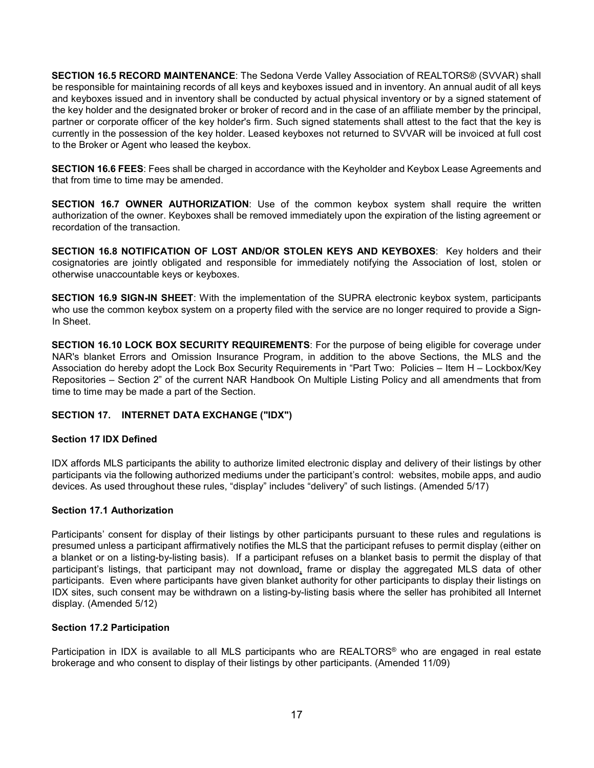**SECTION 16.5 RECORD MAINTENANCE**: The Sedona Verde Valley Association of REALTORS® (SVVAR) shall be responsible for maintaining records of all keys and keyboxes issued and in inventory. An annual audit of all keys and keyboxes issued and in inventory shall be conducted by actual physical inventory or by a signed statement of the key holder and the designated broker or broker of record and in the case of an affiliate member by the principal, partner or corporate officer of the key holder's firm. Such signed statements shall attest to the fact that the key is currently in the possession of the key holder. Leased keyboxes not returned to SVVAR will be invoiced at full cost to the Broker or Agent who leased the keybox.

**SECTION 16.6 FEES**: Fees shall be charged in accordance with the Keyholder and Keybox Lease Agreements and that from time to time may be amended.

**SECTION 16.7 OWNER AUTHORIZATION**: Use of the common keybox system shall require the written authorization of the owner. Keyboxes shall be removed immediately upon the expiration of the listing agreement or recordation of the transaction.

**SECTION 16.8 NOTIFICATION OF LOST AND/OR STOLEN KEYS AND KEYBOXES**: Key holders and their cosignatories are jointly obligated and responsible for immediately notifying the Association of lost, stolen or otherwise unaccountable keys or keyboxes.

**SECTION 16.9 SIGN-IN SHEET**: With the implementation of the SUPRA electronic keybox system, participants who use the common keybox system on a property filed with the service are no longer required to provide a Sign-In Sheet.

**SECTION 16.10 LOCK BOX SECURITY REQUIREMENTS**: For the purpose of being eligible for coverage under NAR's blanket Errors and Omission Insurance Program, in addition to the above Sections, the MLS and the Association do hereby adopt the Lock Box Security Requirements in "Part Two: Policies – Item H – Lockbox/Key Repositories – Section 2" of the current NAR Handbook On Multiple Listing Policy and all amendments that from time to time may be made a part of the Section.

## SECTION 17. INTERNET DATA EXCHANGE ("IDX")

### Section 17 IDX Defined

IDX affords MLS participants the ability to authorize limited electronic display and delivery of their listings by other participants via the following authorized mediums under the participant's control: websites, mobile apps, and audio devices. As used throughout these rules, "display" includes "delivery" of such listings. (Amended 5/17)

### Section 17.1 Authorization

Participants' consent for display of their listings by other participants pursuant to these rules and regulations is presumed unless a participant affirmatively notifies the MLS that the participant refuses to permit display (either on a blanket or on a listing-by-listing basis). If a participant refuses on a blanket basis to permit the display of that participant's listings, that participant may not download, frame or display the aggregated MLS data of other participants. Even where participants have given blanket authority for other participants to display their listings on IDX sites, such consent may be withdrawn on a listing-by-listing basis where the seller has prohibited all Internet display. (Amended 5/12)

### Section 17.2 Participation

Participation in IDX is available to all MLS participants who are REALTORS® who are engaged in real estate brokerage and who consent to display of their listings by other participants. (Amended 11/09)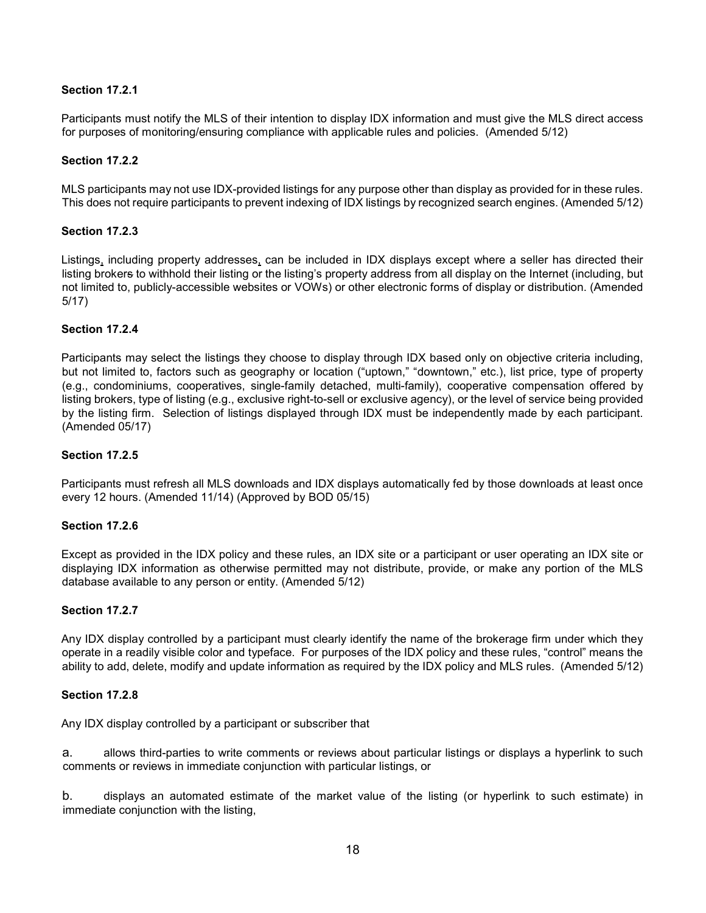**Section 17.2.1**

Participants must notify the MLS of their intention to display IDX information and must give the MLS direct access for purposes of monitoring/ensuring compliance with applicable rules and policies. (Amended 5/12)

**Section 17.2.2**

MLS participants may not use IDX-provided listings for any purpose other than display as provided for in these rules. This does not require participants to prevent indexing of IDX listings by recognized search engines. (Amended 5/12)

**Section 17.2.3**

Listings, including property addresses, can be included in IDX displays except where a seller has directed their listing brokers to withhold their listing or the listing's property address from all display on the Internet (including, but not limited to, publicly-accessible websites or VOWs) or other electronic forms of display or distribution. (Amended 5/17)

**Section 17.2.4**

Participants may select the listings they choose to display through IDX based only on objective criteria including, but not limited to, factors such as geography or location ("uptown," "downtown," etc.), list price, type of property (e.g., condominiums, cooperatives, single-family detached, multi-family), cooperative compensation offered by listing brokers, type of listing (e.g., exclusive right-to-sell or exclusive agency), or the level of service being provided by the listing firm. Selection of listings displayed through IDX must be independently made by each participant. (Amended 05/17)

**Section 17.2.5**

Participants must refresh all MLS downloads and IDX displays automatically fed by those downloads at least once every 12 hours. (Amended 11/14) (Approved by BOD 05/15)

**Section 17.2.6**

Except as provided in the IDX policy and these rules, an IDX site or a participant or user operating an IDX site or displaying IDX information as otherwise permitted may not distribute, provide, or make any portion of the MLS database available to any person or entity. (Amended 5/12)

**Section 17.2.7**

Any IDX display controlled by a participant must clearly identify the name of the brokerage firm under which they operate in a readily visible color and typeface. For purposes of the IDX policy and these rules, "control" means the ability to add, delete, modify and update information as required by the IDX policy and MLS rules. (Amended 5/12)

**Section 17.2.8**

Any IDX display controlled by a participant or subscriber that

a. allows third-parties to write comments or reviews about particular listings or displays a hyperlink to such comments or reviews in immediate conjunction with particular listings, or

b. displays an automated estimate of the market value of the listing (or hyperlink to such estimate) in immediate conjunction with the listing,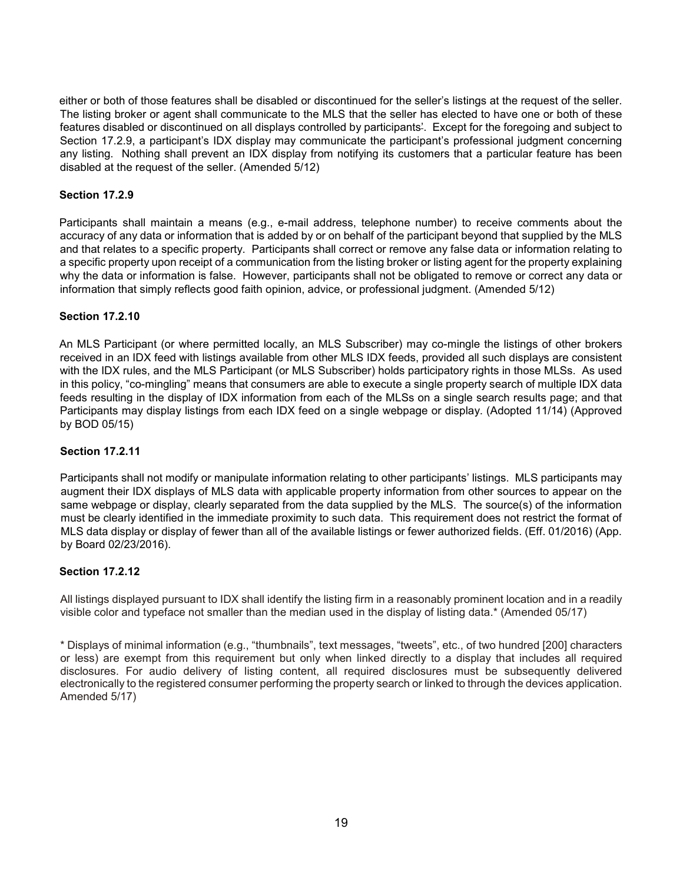either or both of those features shall be disabled or discontinued for the seller's listings at the request of the seller. The listing broker or agent shall communicate to the MLS that the seller has elected to have one or both of these features disabled or discontinued on all displays controlled by participants'. Except for the foregoing and subject to Section 17.2.9, a participant's IDX display may communicate the participant's professional judgment concerning any listing. Nothing shall prevent an IDX display from notifying its customers that a particular feature has been disabled at the request of the seller. (Amended 5/12)

**Section 17.2.9**

Participants shall maintain a means (e.g., e-mail address, telephone number) to receive comments about the accuracy of any data or information that is added by or on behalf of the participant beyond that supplied by the MLS and that relates to a specific property. Participants shall correct or remove any false data or information relating to a specific property upon receipt of a communication from the listing broker or listing agent for the property explaining why the data or information is false. However, participants shall not be obligated to remove or correct any data or information that simply reflects good faith opinion, advice, or professional judgment. (Amended 5/12)

**Section 17.2.10**

An MLS Participant (or where permitted locally, an MLS Subscriber) may co-mingle the listings of other brokers received in an IDX feed with listings available from other MLS IDX feeds, provided all such displays are consistent with the IDX rules, and the MLS Participant (or MLS Subscriber) holds participatory rights in those MLSs. As used in this policy, "co-mingling" means that consumers are able to execute a single property search of multiple IDX data feeds resulting in the display of IDX information from each of the MLSs on a single search results page; and that Participants may display listings from each IDX feed on a single webpage or display. (Adopted 11/14) (Approved by BOD 05/15)

**Section 17.2.11**

Participants shall not modify or manipulate information relating to other participants' listings. MLS participants may augment their IDX displays of MLS data with applicable property information from other sources to appear on the same webpage or display, clearly separated from the data supplied by the MLS. The source(s) of the information must be clearly identified in the immediate proximity to such data. This requirement does not restrict the format of MLS data display or display of fewer than all of the available listings or fewer authorized fields. (Eff. 01/2016) (App. by Board 02/23/2016).

**Section 17.2.12**

All listings displayed pursuant to IDX shall identify the listing firm in a reasonably prominent location and in a readily visible color and typeface not smaller than the median used in the display of listing data.* (Amended 05/17)

* Displays of minimal information (e.g., "thumbnails", text messages, "tweets", etc., of two hundred [200] characters or less) are exempt from this requirement but only when linked directly to a display that includes all required disclosures. For audio delivery of listing content, all required disclosures must be subsequently delivered electronically to the registered consumer performing the property search or linked to through the devices application. Amended 5/17)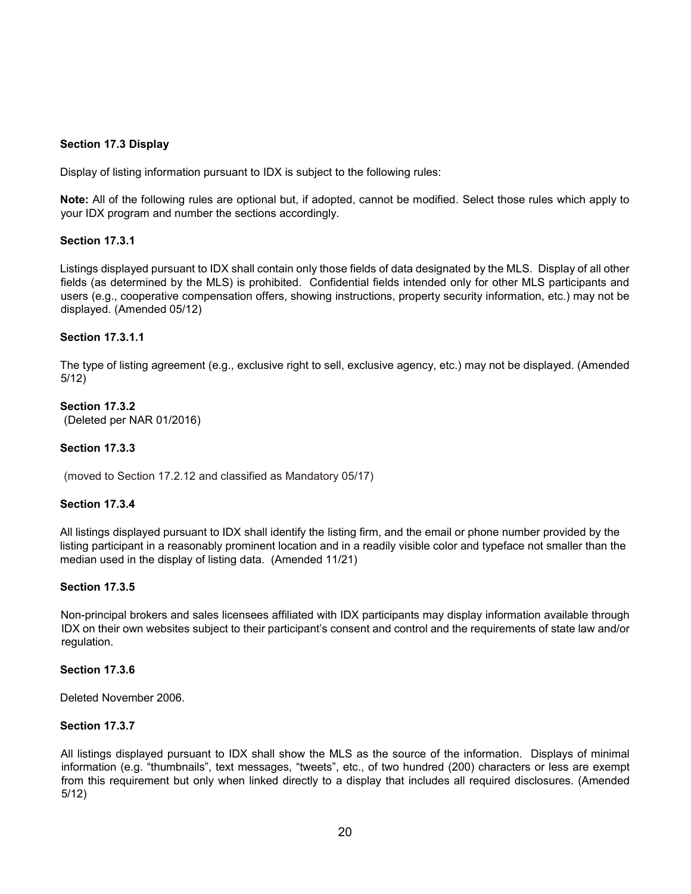**Section 17.3 Display**

Display of listing information pursuant to IDX is subject to the following rules:

**Note:** All of the following rules are optional but, if adopted, cannot be modified. Select those rules which apply to your IDX program and number the sections accordingly.

**Section 17.3.1**

Listings displayed pursuant to IDX shall contain only those fields of data designated by the MLS. Display of all other fields (as determined by the MLS) is prohibited. Confidential fields intended only for other MLS participants and users (e.g., cooperative compensation offers, showing instructions, property security information, etc.) may not be displayed. (Amended 05/12)

**Section 17.3.1.1**

The type of listing agreement (e.g., exclusive right to sell, exclusive agency, etc.) may not be displayed. (Amended 5/12)

**Section 17.3.2**

(Deleted per NAR 01/2016)

**Section 17.3.3**

(moved to Section 17.2.12 and classified as Mandatory 05/17)

**Section 17.3.4**

All listings displayed pursuant to IDX shall identify the listing firm, and the email or phone number provided by the listing participant in a reasonably prominent location and in a readily visible color and typeface not smaller than the median used in the display of listing data. (Amended 11/21)

**Section 17.3.5**

Non-principal brokers and sales licensees affiliated with IDX participants may display information available through IDX on their own websites subject to their participant's consent and control and the requirements of state law and/or regulation.

**Section 17.3.6**

Deleted November 2006.

**Section 17.3.7**

All listings displayed pursuant to IDX shall show the MLS as the source of the information. Displays of minimal information (e.g. "thumbnails", text messages, "tweets", etc., of two hundred (200) characters or less are exempt from this requirement but only when linked directly to a display that includes all required disclosures. (Amended 5/12)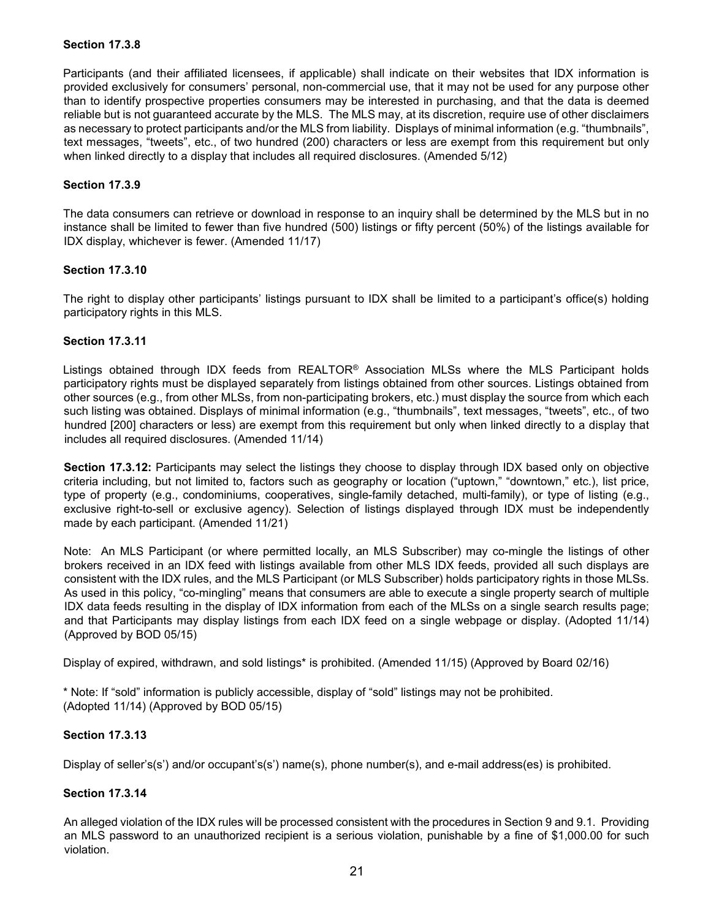**Section 17.3.8**

Participants (and their affiliated licensees, if applicable) shall indicate on their websites that IDX information is provided exclusively for consumers' personal, non-commercial use, that it may not be used for any purpose other than to identify prospective properties consumers may be interested in purchasing, and that the data is deemed reliable but is not guaranteed accurate by the MLS. The MLS may, at its discretion, require use of other disclaimers as necessary to protect participants and/or the MLS from liability. Displays of minimal information (e.g. "thumbnails", text messages, "tweets", etc., of two hundred (200) characters or less are exempt from this requirement but only when linked directly to a display that includes all required disclosures. (Amended 5/12)

**Section 17.3.9**

The data consumers can retrieve or download in response to an inquiry shall be determined by the MLS but in no instance shall be limited to fewer than five hundred (500) listings or fifty percent (50%) of the listings available for IDX display, whichever is fewer. (Amended 11/17)

**Section 17.3.10**

The right to display other participants' listings pursuant to IDX shall be limited to a participant's office(s) holding participatory rights in this MLS.

**Section 17.3.11**

Listings obtained through IDX feeds from REALTOR® Association MLSs where the MLS Participant holds participatory rights must be displayed separately from listings obtained from other sources. Listings obtained from other sources (e.g., from other MLSs, from non-participating brokers, etc.) must display the source from which each such listing was obtained. Displays of minimal information (e.g., "thumbnails", text messages, "tweets", etc., of two hundred [200] characters or less) are exempt from this requirement but only when linked directly to a display that includes all required disclosures. (Amended 11/14)

**Section 17.3.12:** Participants may select the listings they choose to display through IDX based only on objective criteria including, but not limited to, factors such as geography or location ("uptown," "downtown," etc.), list price, type of property (e.g., condominiums, cooperatives, single-family detached, multi-family), or type of listing (e.g., exclusive right-to-sell or exclusive agency). Selection of listings displayed through IDX must be independently made by each participant. (Amended 11/21)

Note: An MLS Participant (or where permitted locally, an MLS Subscriber) may co-mingle the listings of other brokers received in an IDX feed with listings available from other MLS IDX feeds, provided all such displays are consistent with the IDX rules, and the MLS Participant (or MLS Subscriber) holds participatory rights in those MLSs. As used in this policy, "co-mingling" means that consumers are able to execute a single property search of multiple IDX data feeds resulting in the display of IDX information from each of the MLSs on a single search results page; and that Participants may display listings from each IDX feed on a single webpage or display. (Adopted 11/14) (Approved by BOD 05/15)

Display of expired, withdrawn, and sold listings* is prohibited. (Amended 11/15) (Approved by Board 02/16)

* Note: If "sold" information is publicly accessible, display of "sold" listings may not be prohibited. (Adopted 11/14) (Approved by BOD 05/15)

**Section 17.3.13**

Display of seller's(s') and/or occupant's(s') name(s), phone number(s), and e-mail address(es) is prohibited.

**Section 17.3.14**

An alleged violation of the IDX rules will be processed consistent with the procedures in Section 9 and 9.1. Providing an MLS password to an unauthorized recipient is a serious violation, punishable by a fine of $1,000.00 for such violation.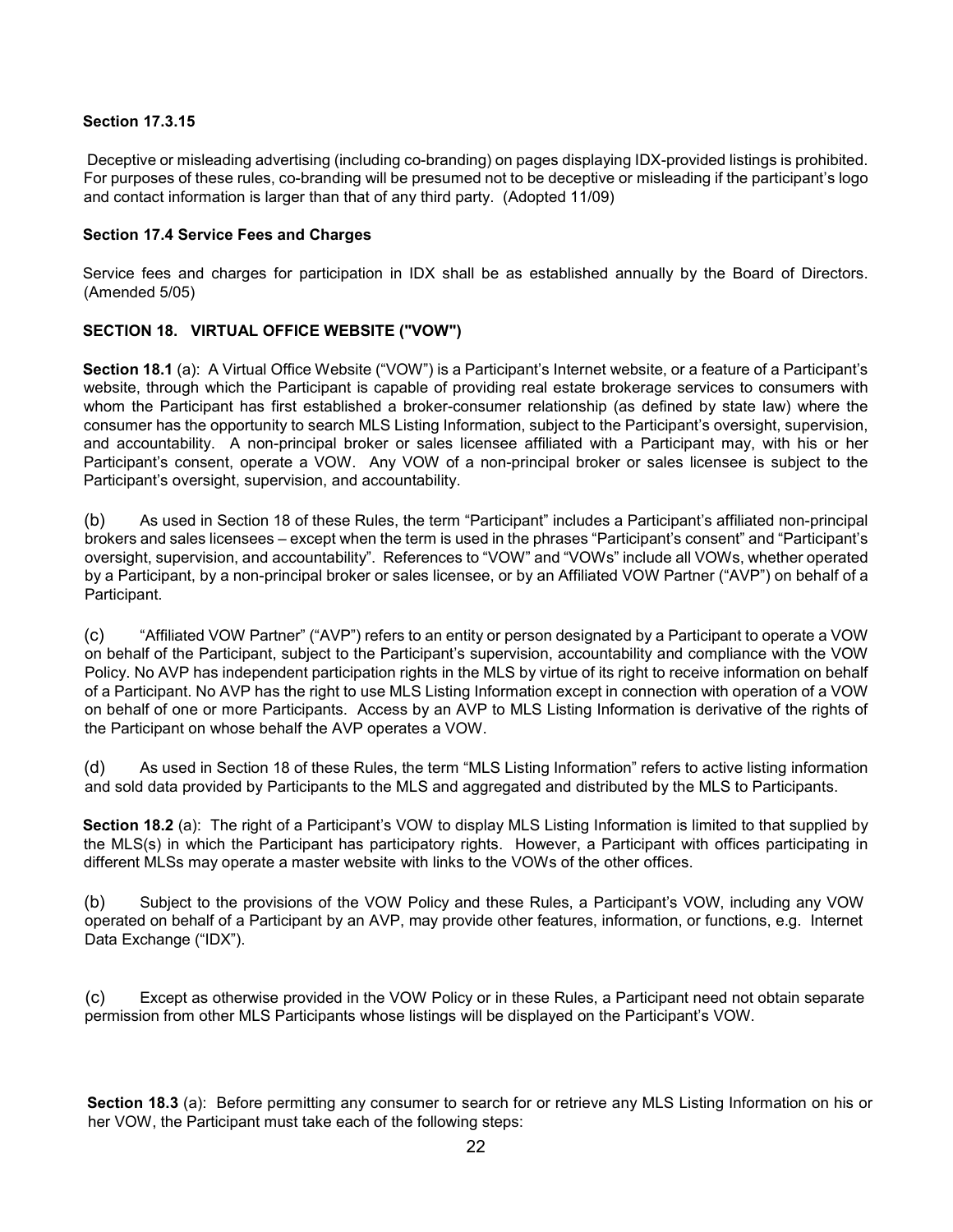**Section 17.3.15**

Deceptive or misleading advertising (including co-branding) on pages displaying IDX-provided listings is prohibited. For purposes of these rules, co-branding will be presumed not to be deceptive or misleading if the participant's logo and contact information is larger than that of any third party. (Adopted 11/09)

**Section 17.4 Service Fees and Charges**

Service fees and charges for participation in IDX shall be as established annually by the Board of Directors. (Amended 5/05)

**SECTION 18. VIRTUAL OFFICE WEBSITE ("VOW")**

**Section 18.1** (a): A Virtual Office Website ("VOW") is a Participant's Internet website, or a feature of a Participant's website, through which the Participant is capable of providing real estate brokerage services to consumers with whom the Participant has first established a broker-consumer relationship (as defined by state law) where the consumer has the opportunity to search MLS Listing Information, subject to the Participant's oversight, supervision, and accountability. A non-principal broker or sales licensee affiliated with a Participant may, with his or her Participant's consent, operate a VOW. Any VOW of a non-principal broker or sales licensee is subject to the Participant's oversight, supervision, and accountability.

(b) As used in Section 18 of these Rules, the term "Participant" includes a Participant's affiliated non-principal brokers and sales licensees – except when the term is used in the phrases "Participant's consent" and "Participant's oversight, supervision, and accountability". References to "VOW" and "VOWs" include all VOWs, whether operated by a Participant, by a non-principal broker or sales licensee, or by an Affiliated VOW Partner ("AVP") on behalf of a Participant.

(c) "Affiliated VOW Partner" ("AVP") refers to an entity or person designated by a Participant to operate a VOW on behalf of the Participant, subject to the Participant's supervision, accountability and compliance with the VOW Policy. No AVP has independent participation rights in the MLS by virtue of its right to receive information on behalf of a Participant. No AVP has the right to use MLS Listing Information except in connection with operation of a VOW on behalf of one or more Participants. Access by an AVP to MLS Listing Information is derivative of the rights of the Participant on whose behalf the AVP operates a VOW.

(d) As used in Section 18 of these Rules, the term "MLS Listing Information" refers to active listing information and sold data provided by Participants to the MLS and aggregated and distributed by the MLS to Participants.

**Section 18.2** (a): The right of a Participant's VOW to display MLS Listing Information is limited to that supplied by the MLS(s) in which the Participant has participatory rights. However, a Participant with offices participating in different MLSs may operate a master website with links to the VOWs of the other offices.

(b) Subject to the provisions of the VOW Policy and these Rules, a Participant's VOW, including any VOW operated on behalf of a Participant by an AVP, may provide other features, information, or functions, e.g. Internet Data Exchange ("IDX").

(c) Except as otherwise provided in the VOW Policy or in these Rules, a Participant need not obtain separate permission from other MLS Participants whose listings will be displayed on the Participant's VOW.

**Section 18.3** (a): Before permitting any consumer to search for or retrieve any MLS Listing Information on his or her VOW, the Participant must take each of the following steps: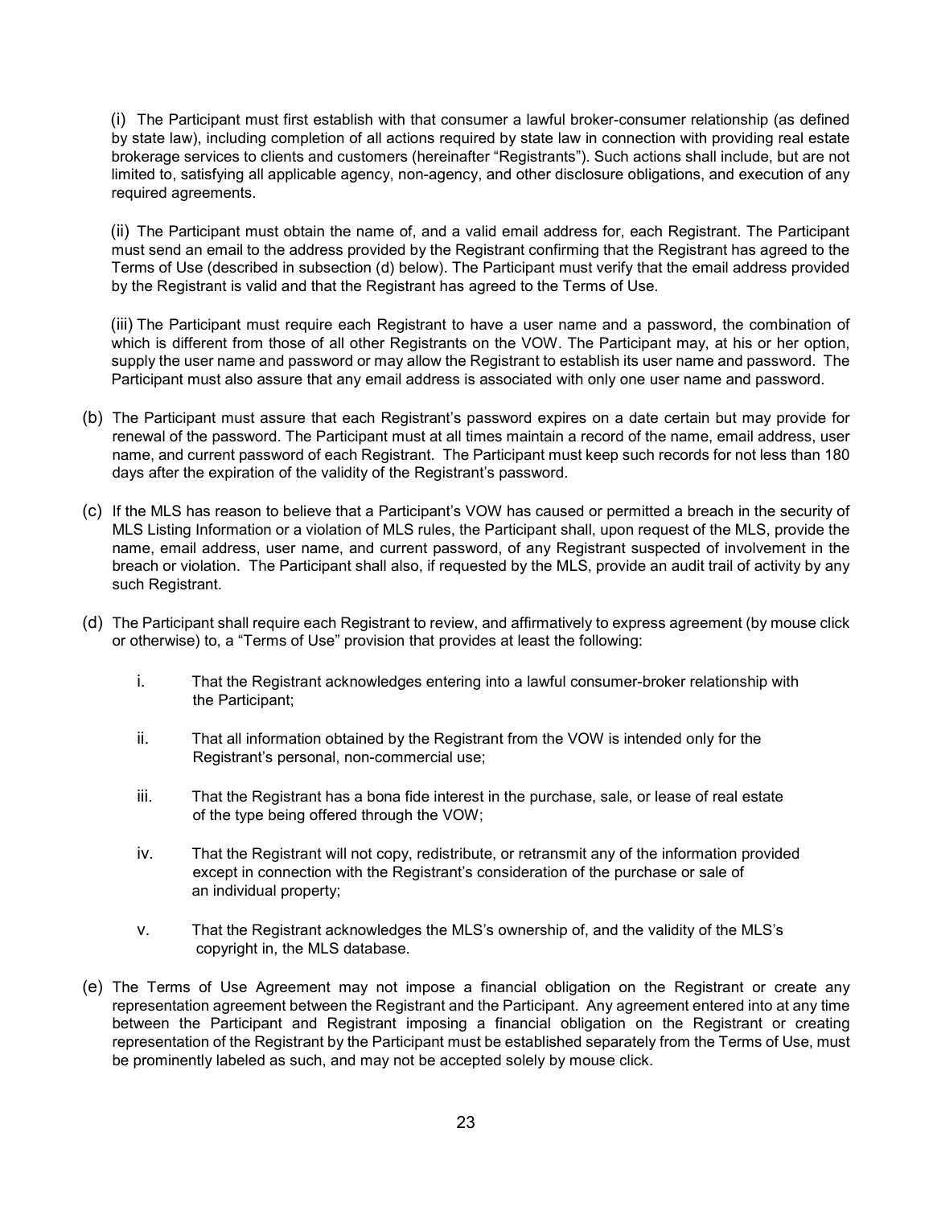(i) The Participant must first establish with that consumer a lawful broker-consumer relationship (as defined by state law), including completion of all actions required by state law in connection with providing real estate brokerage services to clients and customers (hereinafter "Registrants"). Such actions shall include, but are not limited to, satisfying all applicable agency, non-agency, and other disclosure obligations, and execution of any required agreements.

(ii) The Participant must obtain the name of, and a valid email address for, each Registrant. The Participant must send an email to the address provided by the Registrant confirming that the Registrant has agreed to the Terms of Use (described in subsection (d) below). The Participant must verify that the email address provided by the Registrant is valid and that the Registrant has agreed to the Terms of Use.

(iii) The Participant must require each Registrant to have a user name and a password, the combination of which is different from those of all other Registrants on the VOW. The Participant may, at his or her option, supply the user name and password or may allow the Registrant to establish its user name and password. The Participant must also assure that any email address is associated with only one user name and password.

(b) The Participant must assure that each Registrant's password expires on a date certain but may provide for renewal of the password. The Participant must at all times maintain a record of the name, email address, user name, and current password of each Registrant. The Participant must keep such records for not less than 180 days after the expiration of the validity of the Registrant's password.

(c) If the MLS has reason to believe that a Participant's VOW has caused or permitted a breach in the security of MLS Listing Information or a violation of MLS rules, the Participant shall, upon request of the MLS, provide the name, email address, user name, and current password, of any Registrant suspected of involvement in the breach or violation. The Participant shall also, if requested by the MLS, provide an audit trail of activity by any such Registrant.

(d) The Participant shall require each Registrant to review, and affirmatively to express agreement (by mouse click or otherwise) to, a "Terms of Use" provision that provides at least the following:

i. That the Registrant acknowledges entering into a lawful consumer-broker relationship with the Participant;

ii. That all information obtained by the Registrant from the VOW is intended only for the Registrant's personal, non-commercial use;

iii. That the Registrant has a bona fide interest in the purchase, sale, or lease of real estate of the type being offered through the VOW;

iv. That the Registrant will not copy, redistribute, or retransmit any of the information provided except in connection with the Registrant's consideration of the purchase or sale of an individual property;

v. That the Registrant acknowledges the MLS's ownership of, and the validity of the MLS's copyright in, the MLS database.

(e) The Terms of Use Agreement may not impose a financial obligation on the Registrant or create any representation agreement between the Registrant and the Participant. Any agreement entered into at any time between the Participant and Registrant imposing a financial obligation on the Registrant or creating representation of the Registrant by the Participant must be established separately from the Terms of Use, must be prominently labeled as such, and may not be accepted solely by mouse click.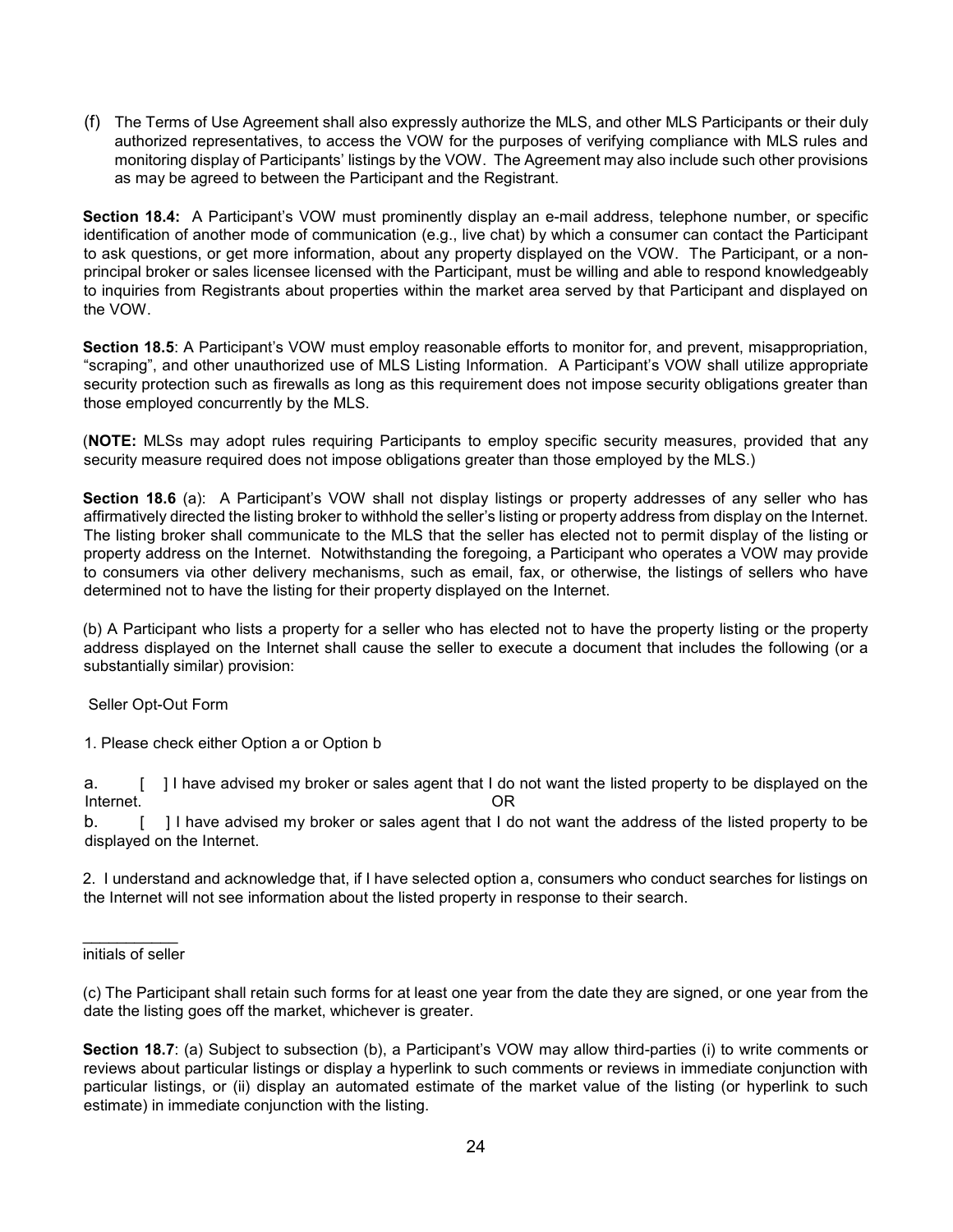(f) The Terms of Use Agreement shall also expressly authorize the MLS, and other MLS Participants or their duly authorized representatives, to access the VOW for the purposes of verifying compliance with MLS rules and monitoring display of Participants' listings by the VOW. The Agreement may also include such other provisions as may be agreed to between the Participant and the Registrant.

**Section 18.4:** A Participant's VOW must prominently display an e-mail address, telephone number, or specific identification of another mode of communication (e.g., live chat) by which a consumer can contact the Participant to ask questions, or get more information, about any property displayed on the VOW. The Participant, or a non-principal broker or sales licensee licensed with the Participant, must be willing and able to respond knowledgeably to inquiries from Registrants about properties within the market area served by that Participant and displayed on the VOW.

**Section 18.5**: A Participant's VOW must employ reasonable efforts to monitor for, and prevent, misappropriation, "scraping", and other unauthorized use of MLS Listing Information. A Participant's VOW shall utilize appropriate security protection such as firewalls as long as this requirement does not impose security obligations greater than those employed concurrently by the MLS.

(**NOTE:** MLSs may adopt rules requiring Participants to employ specific security measures, provided that any security measure required does not impose obligations greater than those employed by the MLS.)

**Section 18.6** (a): A Participant's VOW shall not display listings or property addresses of any seller who has affirmatively directed the listing broker to withhold the seller's listing or property address from display on the Internet. The listing broker shall communicate to the MLS that the seller has elected not to permit display of the listing or property address on the Internet. Notwithstanding the foregoing, a Participant who operates a VOW may provide to consumers via other delivery mechanisms, such as email, fax, or otherwise, the listings of sellers who have determined not to have the listing for their property displayed on the Internet.

(b) A Participant who lists a property for a seller who has elected not to have the property listing or the property address displayed on the Internet shall cause the seller to execute a document that includes the following (or a substantially similar) provision:

Seller Opt-Out Form

1. Please check either Option a or Option b

a. [ ] I have advised my broker or sales agent that I do not want the listed property to be displayed on the Internet. OR

b. [ ] I have advised my broker or sales agent that I do not want the address of the listed property to be displayed on the Internet.

2. I understand and acknowledge that, if I have selected option a, consumers who conduct searches for listings on the Internet will not see information about the listed property in response to their search.

\_\_\_\_\_\_\_\_\_\_\_
initials of seller

(c) The Participant shall retain such forms for at least one year from the date they are signed, or one year from the date the listing goes off the market, whichever is greater.

**Section 18.7**: (a) Subject to subsection (b), a Participant's VOW may allow third-parties (i) to write comments or reviews about particular listings or display a hyperlink to such comments or reviews in immediate conjunction with particular listings, or (ii) display an automated estimate of the market value of the listing (or hyperlink to such estimate) in immediate conjunction with the listing.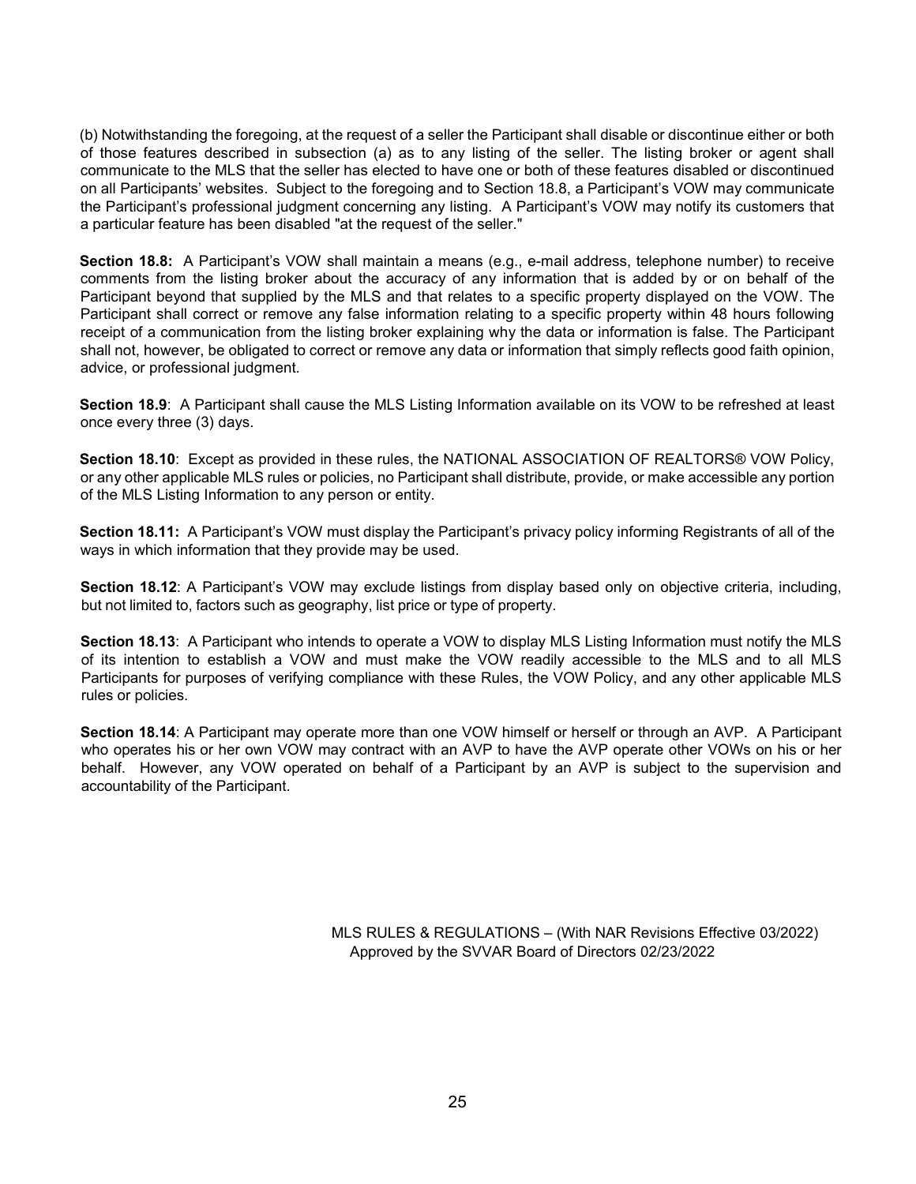(b) Notwithstanding the foregoing, at the request of a seller the Participant shall disable or discontinue either or both of those features described in subsection (a) as to any listing of the seller. The listing broker or agent shall communicate to the MLS that the seller has elected to have one or both of these features disabled or discontinued on all Participants' websites. Subject to the foregoing and to Section 18.8, a Participant's VOW may communicate the Participant's professional judgment concerning any listing. A Participant's VOW may notify its customers that a particular feature has been disabled "at the request of the seller."

**Section 18.8:** A Participant's VOW shall maintain a means (e.g., e-mail address, telephone number) to receive comments from the listing broker about the accuracy of any information that is added by or on behalf of the Participant beyond that supplied by the MLS and that relates to a specific property displayed on the VOW. The Participant shall correct or remove any false information relating to a specific property within 48 hours following receipt of a communication from the listing broker explaining why the data or information is false. The Participant shall not, however, be obligated to correct or remove any data or information that simply reflects good faith opinion, advice, or professional judgment.

**Section 18.9**: A Participant shall cause the MLS Listing Information available on its VOW to be refreshed at least once every three (3) days.

**Section 18.10**: Except as provided in these rules, the NATIONAL ASSOCIATION OF REALTORS® VOW Policy, or any other applicable MLS rules or policies, no Participant shall distribute, provide, or make accessible any portion of the MLS Listing Information to any person or entity.

**Section 18.11:** A Participant's VOW must display the Participant's privacy policy informing Registrants of all of the ways in which information that they provide may be used.

**Section 18.12**: A Participant's VOW may exclude listings from display based only on objective criteria, including, but not limited to, factors such as geography, list price or type of property.

**Section 18.13**: A Participant who intends to operate a VOW to display MLS Listing Information must notify the MLS of its intention to establish a VOW and must make the VOW readily accessible to the MLS and to all MLS Participants for purposes of verifying compliance with these Rules, the VOW Policy, and any other applicable MLS rules or policies.

**Section 18.14**: A Participant may operate more than one VOW himself or herself or through an AVP. A Participant who operates his or her own VOW may contract with an AVP to have the AVP operate other VOWs on his or her behalf. However, any VOW operated on behalf of a Participant by an AVP is subject to the supervision and accountability of the Participant.